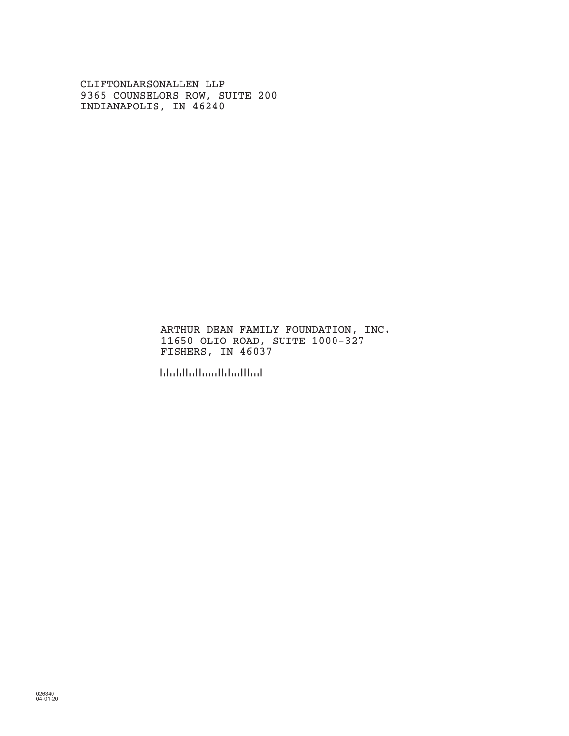CLIFTONLARSONALLEN LLP
9365 COUNSELORS ROW, SUITE 200
INDIANAPOLIS, IN 46240

ARTHUR DEAN FAMILY FOUNDATION, INC.
11650 OLIO ROAD, SUITE 1000-327
FISHERS, IN 46037

026340
04-01-20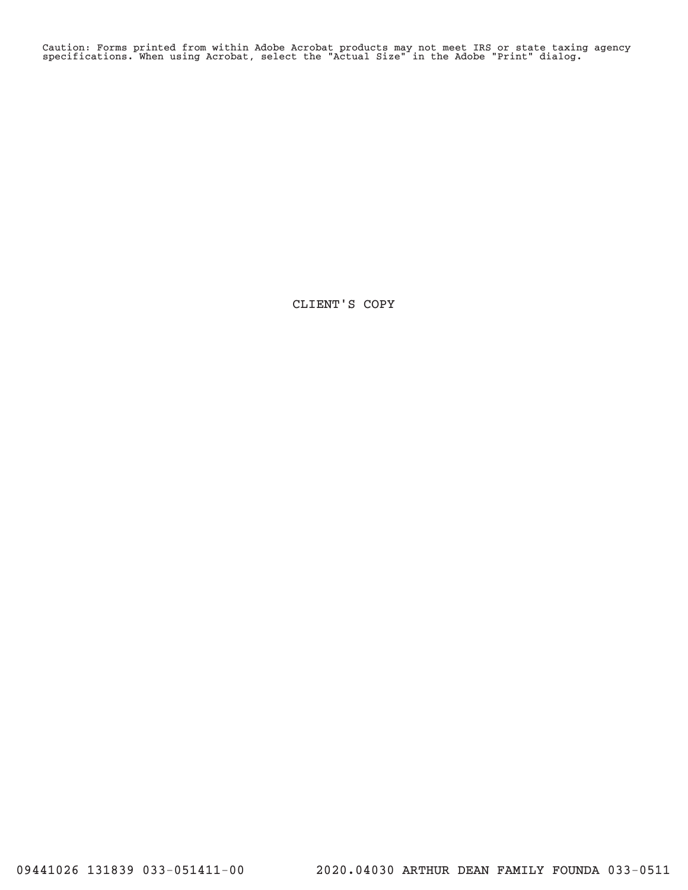Caution: Forms printed from within Adobe Acrobat products may not meet IRS or state taxing agency specifications. When using Acrobat, select the "Actual Size" in the Adobe "Print" dialog.

CLIENT'S COPY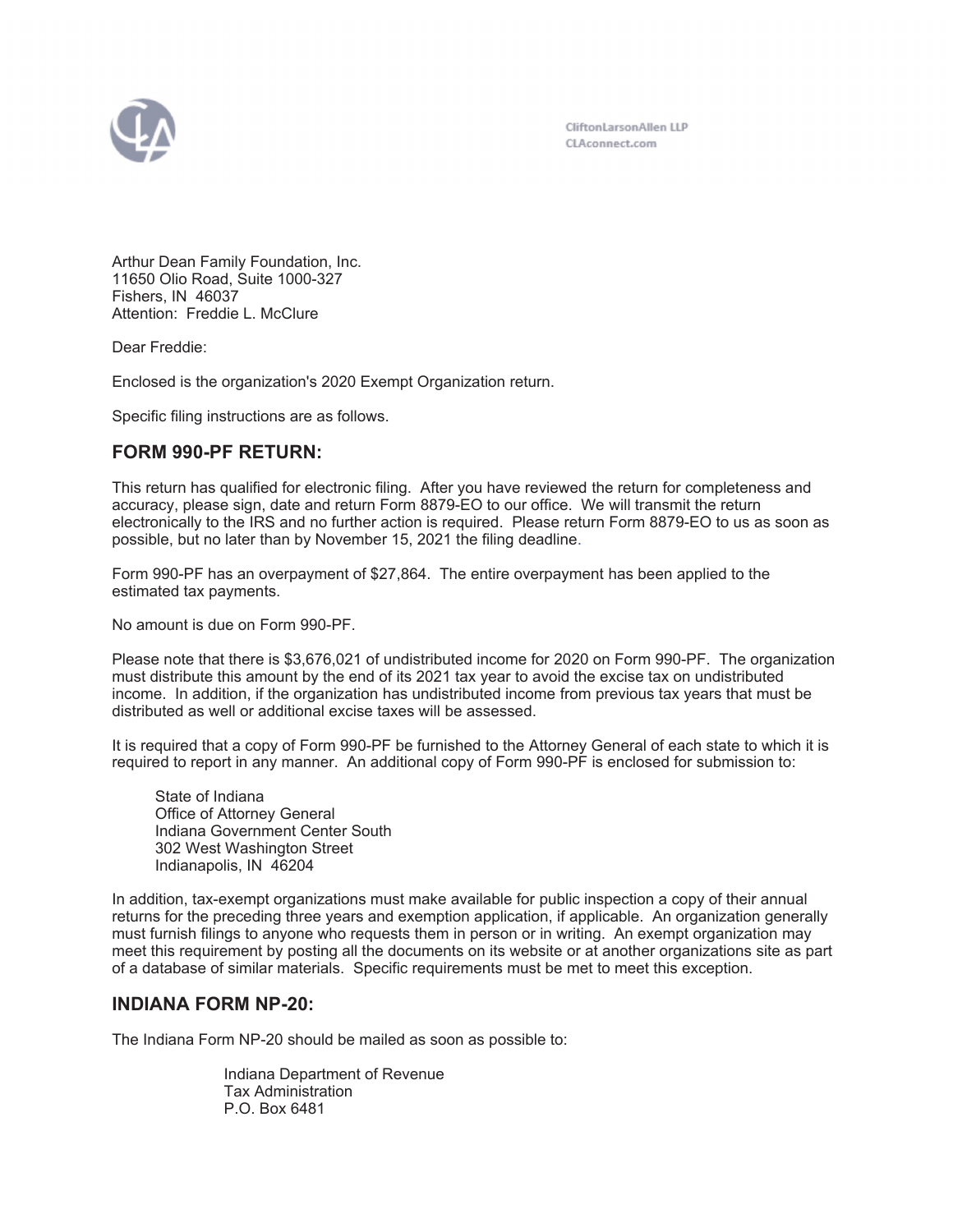CliftonLarsonAllen LLP
CLAconnect.com

Arthur Dean Family Foundation, Inc.
11650 Olio Road, Suite 1000-327
Fishers, IN 46037
Attention: Freddie L. McClure

Dear Freddie:

Enclosed is the organization's 2020 Exempt Organization return.

Specific filing instructions are as follows.

## FORM 990-PF RETURN:

This return has qualified for electronic filing. After you have reviewed the return for completeness and accuracy, please sign, date and return Form 8879-EO to our office. We will transmit the return electronically to the IRS and no further action is required. Please return Form 8879-EO to us as soon as possible, but no later than by November 15, 2021 the filing deadline.

Form 990-PF has an overpayment of $27,864. The entire overpayment has been applied to the estimated tax payments.

No amount is due on Form 990-PF.

Please note that there is $3,676,021 of undistributed income for 2020 on Form 990-PF. The organization must distribute this amount by the end of its 2021 tax year to avoid the excise tax on undistributed income. In addition, if the organization has undistributed income from previous tax years that must be distributed as well or additional excise taxes will be assessed.

It is required that a copy of Form 990-PF be furnished to the Attorney General of each state to which it is required to report in any manner. An additional copy of Form 990-PF is enclosed for submission to:

State of Indiana
Office of Attorney General
Indiana Government Center South
302 West Washington Street
Indianapolis, IN 46204

In addition, tax-exempt organizations must make available for public inspection a copy of their annual returns for the preceding three years and exemption application, if applicable. An organization generally must furnish filings to anyone who requests them in person or in writing. An exempt organization may meet this requirement by posting all the documents on its website or at another organizations site as part of a database of similar materials. Specific requirements must be met to meet this exception.

## INDIANA FORM NP-20:

The Indiana Form NP-20 should be mailed as soon as possible to:

Indiana Department of Revenue
Tax Administration
P.O. Box 6481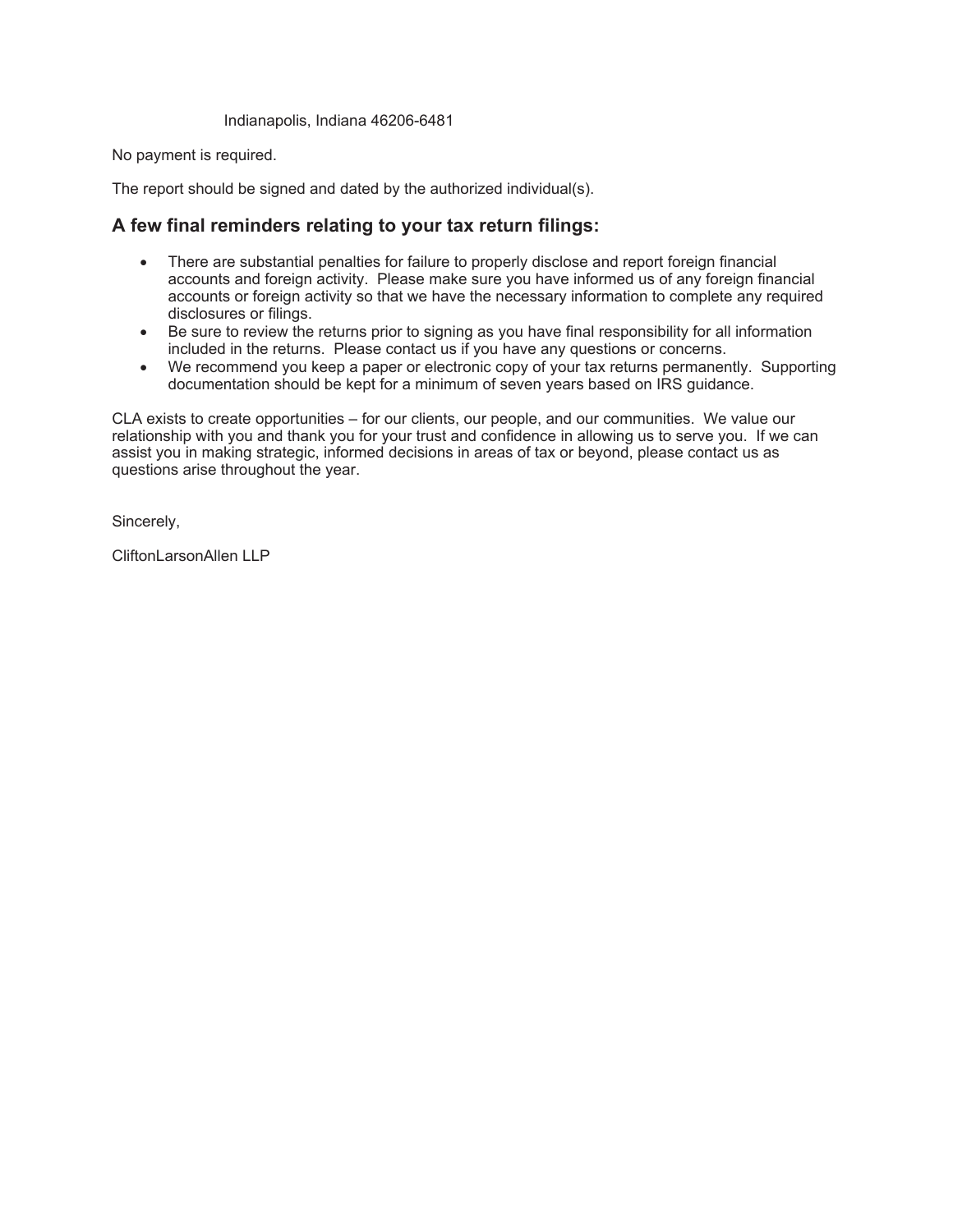Indianapolis, Indiana 46206-6481

No payment is required.

The report should be signed and dated by the authorized individual(s).

## A few final reminders relating to your tax return filings:

- There are substantial penalties for failure to properly disclose and report foreign financial accounts and foreign activity. Please make sure you have informed us of any foreign financial accounts or foreign activity so that we have the necessary information to complete any required disclosures or filings.
- Be sure to review the returns prior to signing as you have final responsibility for all information included in the returns. Please contact us if you have any questions or concerns.
- We recommend you keep a paper or electronic copy of your tax returns permanently. Supporting documentation should be kept for a minimum of seven years based on IRS guidance.

CLA exists to create opportunities – for our clients, our people, and our communities. We value our relationship with you and thank you for your trust and confidence in allowing us to serve you. If we can assist you in making strategic, informed decisions in areas of tax or beyond, please contact us as questions arise throughout the year.

Sincerely,

CliftonLarsonAllen LLP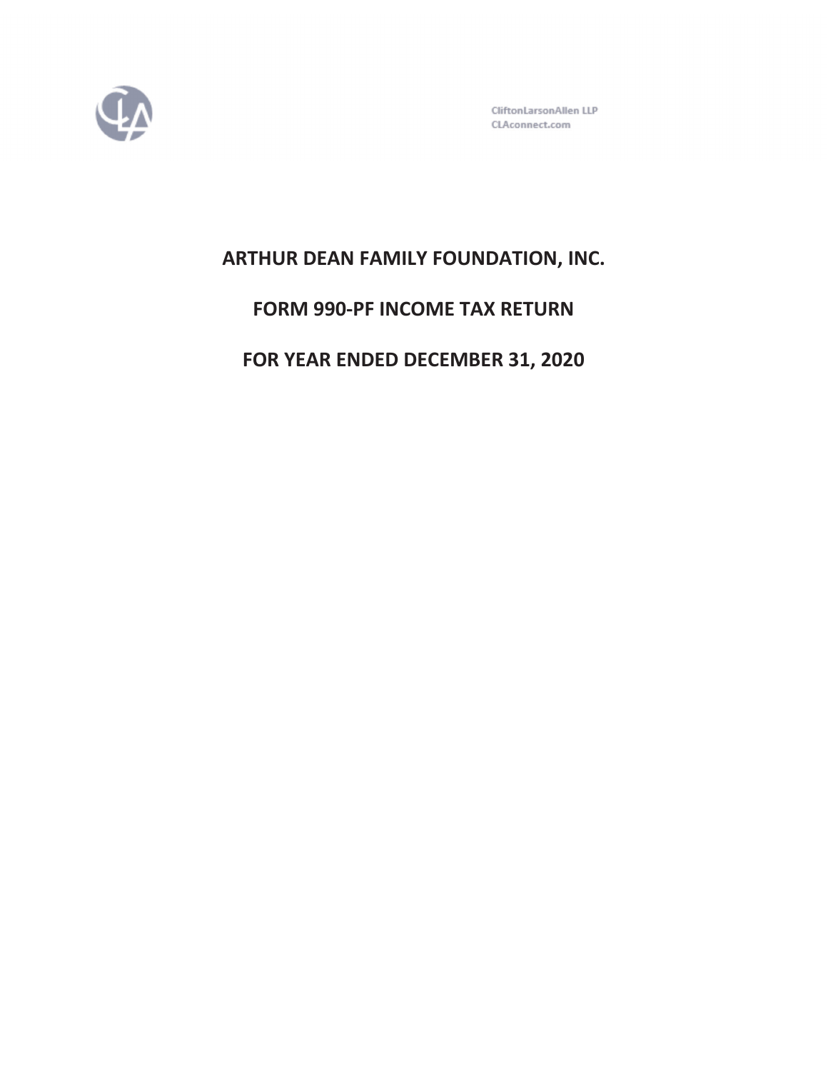CliftonLarsonAllen LLP
CLAconnect.com

# ARTHUR DEAN FAMILY FOUNDATION, INC.

# FORM 990-PF INCOME TAX RETURN

# FOR YEAR ENDED DECEMBER 31, 2020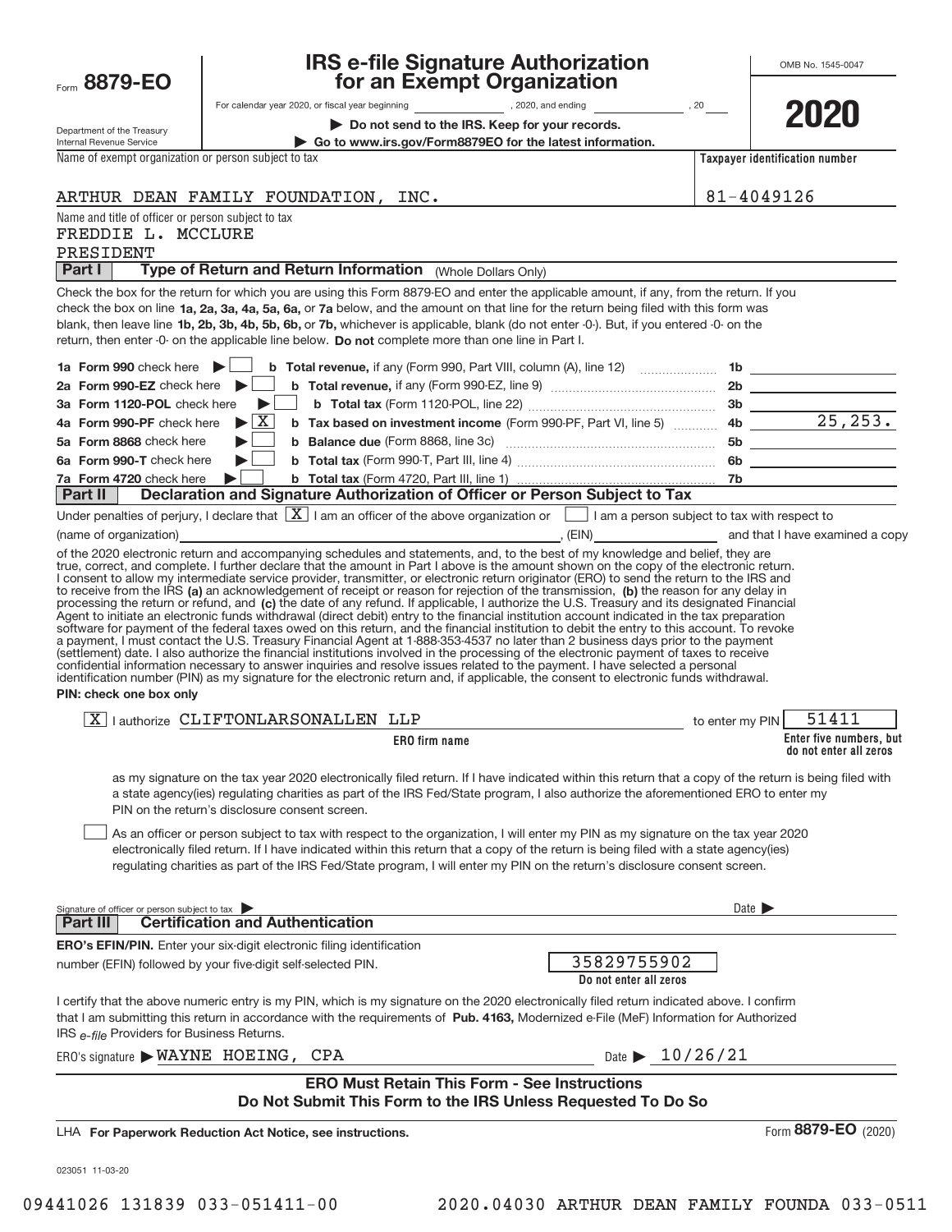Form **8879-EO**

Department of the Treasury
Internal Revenue Service

# IRS e-file Signature Authorization for an Exempt Organization

For calendar year 2020, or fiscal year beginning __________, 2020, and ending __________, 20___

**▶ Do not send to the IRS. Keep for your records.**

**▶ Go to www.irs.gov/Form8879EO for the latest information.**

OMB No. 1545-0047

**2020**

Name of exempt organization or person subject to tax: ARTHUR DEAN FAMILY FOUNDATION, INC.

**Taxpayer identification number:** 81-4049126

Name and title of officer or person subject to tax:
FREDDIE L. MCCLURE
PRESIDENT

## Part I Type of Return and Return Information (Whole Dollars Only)

Check the box for the return for which you are using this Form 8879-EO and enter the applicable amount, if any, from the return. If you check the box on line **1a, 2a, 3a, 4a, 5a, 6a,** or **7a** below, and the amount on that line for the return being filed with this form was blank, then leave line **1b, 2b, 3b, 4b, 5b, 6b,** or **7b,** whichever is applicable, blank (do not enter -0-). But, if you entered -0- on the return, then enter -0- on the applicable line below. **Do not** complete more than one line in Part I.

| | | | |
|---|---|---|---|
| **1a Form 990** check here ▶ ☐ | **b Total revenue,** if any (Form 990, Part VIII, column (A), line 12) | 1b | |
| **2a Form 990-EZ** check here ▶ ☐ | **b Total revenue,** if any (Form 990-EZ, line 9) | 2b | |
| **3a Form 1120-POL** check here ▶ ☐ | **b Total tax** (Form 1120-POL, line 22) | 3b | |
| **4a Form 990-PF** check here ▶ ☒ | **b Tax based on investment income** (Form 990-PF, Part VI, line 5) | 4b | 25,253. |
| **5a Form 8868** check here ▶ ☐ | **b Balance due** (Form 8868, line 3c) | 5b | |
| **6a Form 990-T** check here ▶ ☐ | **b Total tax** (Form 990-T, Part III, line 4) | 6b | |
| **7a Form 4720** check here ▶ ☐ | **b Total tax** (Form 4720, Part III, line 1) | 7b | |

## Part II Declaration and Signature Authorization of Officer or Person Subject to Tax

Under penalties of perjury, I declare that ☒ I am an officer of the above organization or ☐ I am a person subject to tax with respect to (name of organization) __________, (EIN) __________ and that I have examined a copy of the 2020 electronic return and accompanying schedules and statements, and, to the best of my knowledge and belief, they are true, correct, and complete. I further declare that the amount in Part I above is the amount shown on the copy of the electronic return. I consent to allow my intermediate service provider, transmitter, or electronic return originator (ERO) to send the return to the IRS and to receive from the IRS **(a)** an acknowledgement of receipt or reason for rejection of the transmission, **(b)** the reason for any delay in processing the return or refund, and **(c)** the date of any refund. If applicable, I authorize the U.S. Treasury and its designated Financial Agent to initiate an electronic funds withdrawal (direct debit) entry to the financial institution account indicated in the tax preparation software for payment of the federal taxes owed on this return, and the financial institution to debit the entry to this account. To revoke a payment, I must contact the U.S. Treasury Financial Agent at 1-888-353-4537 no later than 2 business days prior to the payment (settlement) date. I also authorize the financial institutions involved in the processing of the electronic payment of taxes to receive confidential information necessary to answer inquiries and resolve issues related to the payment. I have selected a personal identification number (PIN) as my signature for the electronic return and, if applicable, the consent to electronic funds withdrawal.

**PIN: check one box only**

☒ I authorize CLIFTONLARSONALLEN LLP (**ERO firm name**) to enter my PIN 51411 (**Enter five numbers, but do not enter all zeros**)

as my signature on the tax year 2020 electronically filed return. If I have indicated within this return that a copy of the return is being filed with a state agency(ies) regulating charities as part of the IRS Fed/State program, I also authorize the aforementioned ERO to enter my PIN on the return's disclosure consent screen.

☐ As an officer or person subject to tax with respect to the organization, I will enter my PIN as my signature on the tax year 2020 electronically filed return. If I have indicated within this return that a copy of the return is being filed with a state agency(ies) regulating charities as part of the IRS Fed/State program, I will enter my PIN on the return's disclosure consent screen.

Signature of officer or person subject to tax ▶ __________ Date ▶ __________

## Part III Certification and Authentication

**ERO's EFIN/PIN.** Enter your six-digit electronic filing identification number (EFIN) followed by your five-digit self-selected PIN.

35829755902
**Do not enter all zeros**

I certify that the above numeric entry is my PIN, which is my signature on the 2020 electronically filed return indicated above. I confirm that I am submitting this return in accordance with the requirements of **Pub. 4163,** Modernized e-File (MeF) Information for Authorized IRS *e-file* Providers for Business Returns.

ERO's signature ▶ WAYNE HOEING, CPA Date ▶ 10/26/21

**ERO Must Retain This Form - See Instructions**
**Do Not Submit This Form to the IRS Unless Requested To Do So**

LHA **For Paperwork Reduction Act Notice, see instructions.** Form **8879-EO** (2020)

023051 11-03-20

09441026 131839 033-051411-00 2020.04030 ARTHUR DEAN FAMILY FOUNDA 033-0511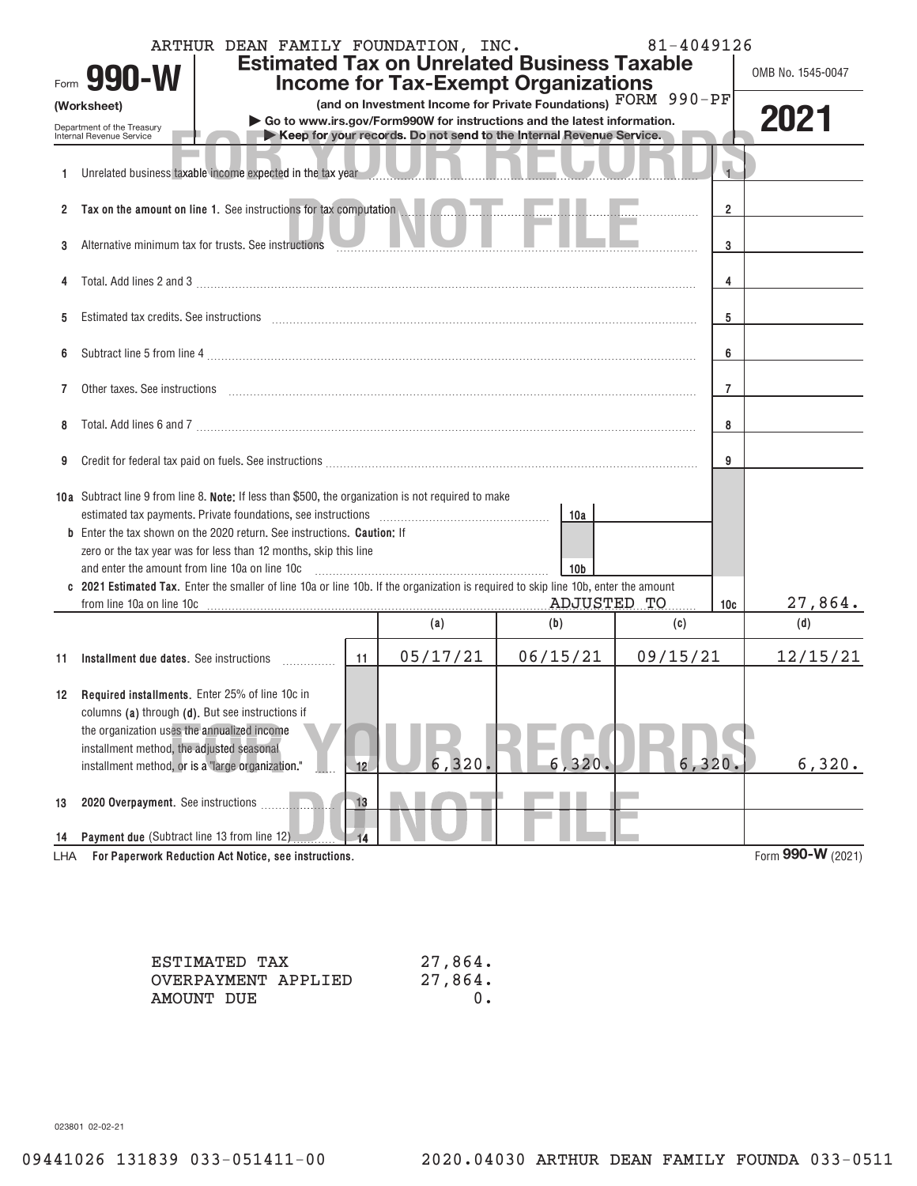ARTHUR DEAN FAMILY FOUNDATION, INC. 81-4049126

Form **990-W** (Worksheet)

Department of the Treasury
Internal Revenue Service

# Estimated Tax on Unrelated Business Taxable Income for Tax-Exempt Organizations

**(and on Investment Income for Private Foundations)** FORM 990-PF

▶ Go to www.irs.gov/Form990W for instructions and the latest information.

▶ Keep for your records. Do not send to the Internal Revenue Service.

OMB No. 1545-0047

**2021**

FOR YOUR RECORDS DO NOT FILE

| Line | Description | Line No. | Amount |
|---|---|---|---|
| 1 | Unrelated business taxable income expected in the tax year | 1 | |
| 2 | **Tax on the amount on line 1.** See instructions for tax computation | 2 | |
| 3 | Alternative minimum tax for trusts. See instructions | 3 | |
| 4 | Total. Add lines 2 and 3 | 4 | |
| 5 | Estimated tax credits. See instructions | 5 | |
| 6 | Subtract line 5 from line 4 | 6 | |
| 7 | Other taxes. See instructions | 7 | |
| 8 | Total. Add lines 6 and 7 | 8 | |
| 9 | Credit for federal tax paid on fuels. See instructions | 9 | |
| 10a | Subtract line 9 from line 8. **Note:** If less than $500, the organization is not required to make estimated tax payments. Private foundations, see instructions | 10a | |
| b | Enter the tax shown on the 2020 return. See instructions. **Caution:** If zero or the tax year was for less than 12 months, skip this line and enter the amount from line 10a on line 10c | 10b | |
| c | **2021 Estimated Tax.** Enter the smaller of line 10a or line 10b. If the organization is required to skip line 10b, enter the amount from line 10a on line 10c ADJUSTED TO | 10c | 27,864. |

| | | | (a) | (b) | (c) | (d) |
|---|---|---|---|---|---|---|
| 11 | **Installment due dates.** See instructions | 11 | 05/17/21 | 06/15/21 | 09/15/21 | 12/15/21 |
| 12 | **Required installments.** Enter 25% of line 10c in columns **(a)** through **(d)**. But see instructions if the organization uses the annualized income installment method, the adjusted seasonal installment method, or is a "large organization." | 12 | 6,320. | 6,320. | 6,320. | 6,320. |
| 13 | **2020 Overpayment.** See instructions | 13 | | | | |
| 14 | **Payment due** (Subtract line 13 from line 12) | 14 | | | | |

LHA **For Paperwork Reduction Act Notice, see instructions.** Form **990-W** (2021)

| | |
|---|---|
| ESTIMATED TAX | 27,864. |
| OVERPAYMENT APPLIED | 27,864. |
| AMOUNT DUE | 0. |

023801 02-02-21

09441026 131839 033-051411-00 2020.04030 ARTHUR DEAN FAMILY FOUNDA 033-0511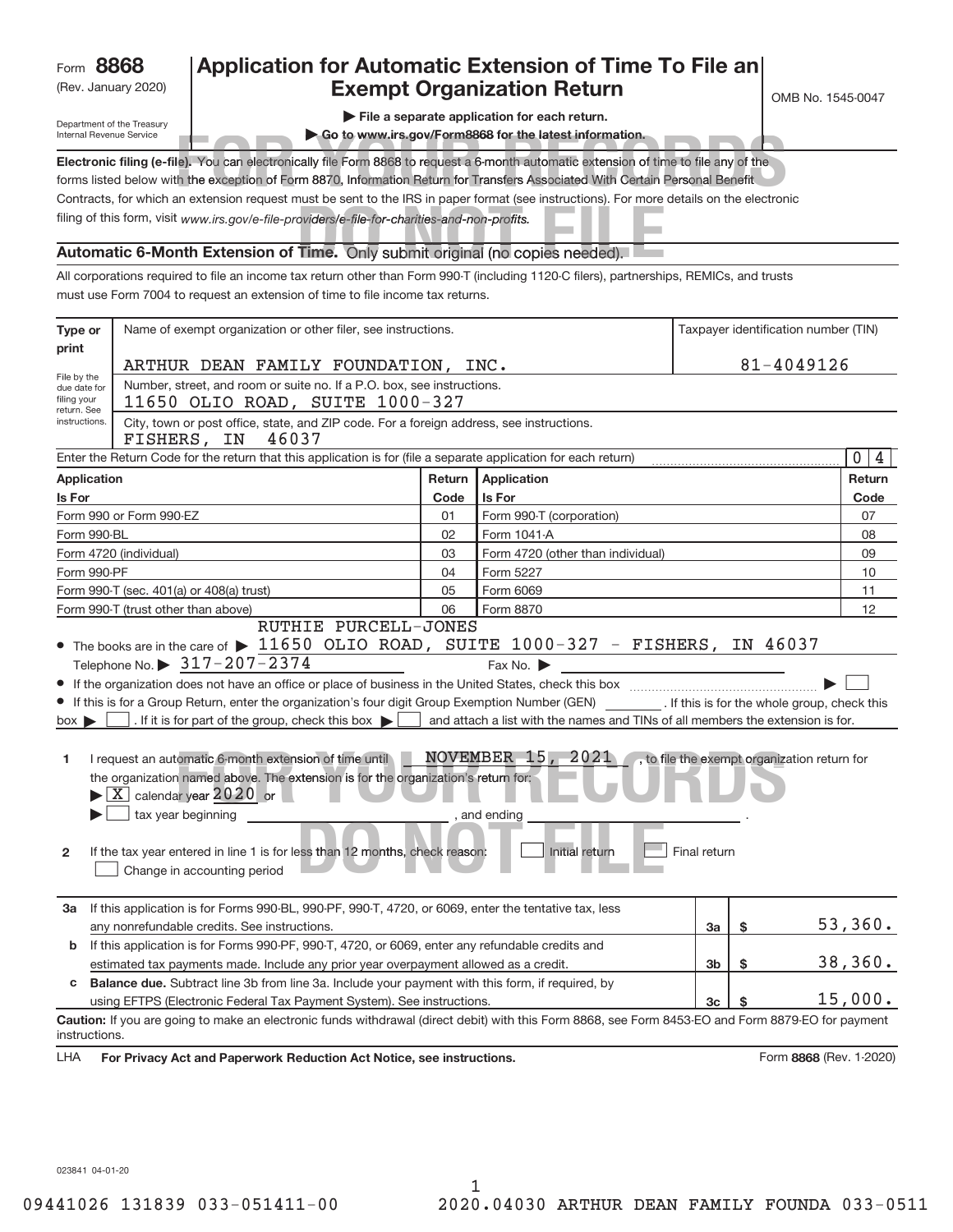Form **8868** (Rev. January 2020)

Department of the Treasury Internal Revenue Service

# Application for Automatic Extension of Time To File an Exempt Organization Return

OMB No. 1545-0047

▶ File a separate application for each return.

▶ Go to www.irs.gov/Form8868 for the latest information.

FOR YOUR RECORDS DO NOT FILE

**Electronic filing (e-file).** You can electronically file Form 8868 to request a 6-month automatic extension of time to file any of the forms listed below with the exception of Form 8870, Information Return for Transfers Associated With Certain Personal Benefit Contracts, for which an extension request must be sent to the IRS in paper format (see instructions). For more details on the electronic filing of this form, visit *www.irs.gov/e-file-providers/e-file-for-charities-and-non-profits.*

## Automatic 6-Month Extension of Time. Only submit original (no copies needed).

All corporations required to file an income tax return other than Form 990-T (including 1120-C filers), partnerships, REMICs, and trusts must use Form 7004 to request an extension of time to file income tax returns.

**Type or print** — File by the due date for filing your return. See instructions.

Name of exempt organization or other filer, see instructions: ARTHUR DEAN FAMILY FOUNDATION, INC.

Taxpayer identification number (TIN): 81-4049126

Number, street, and room or suite no. If a P.O. box, see instructions: 11650 OLIO ROAD, SUITE 1000-327

City, town or post office, state, and ZIP code. For a foreign address, see instructions: FISHERS, IN 46037

Enter the Return Code for the return that this application is for (file a separate application for each return): 0 4

| Application Is For | Return Code | Application Is For | Return Code |
|---|---|---|---|
| Form 990 or Form 990-EZ | 01 | Form 990-T (corporation) | 07 |
| Form 990-BL | 02 | Form 1041-A | 08 |
| Form 4720 (individual) | 03 | Form 4720 (other than individual) | 09 |
| Form 990-PF | 04 | Form 5227 | 10 |
| Form 990-T (sec. 401(a) or 408(a) trust) | 05 | Form 6069 | 11 |
| Form 990-T (trust other than above) | 06 | Form 8870 | 12 |

- The books are in the care of ▶ RUTHIE PURCELL-JONES 11650 OLIO ROAD, SUITE 1000-327 - FISHERS, IN 46037
  Telephone No. ▶ 317-207-2374 Fax No. ▶
- If the organization does not have an office or place of business in the United States, check this box ▶ ☐
- If this is for a Group Return, enter the organization's four digit Group Exemption Number (GEN) ______ . If this is for the whole group, check this box ▶ ☐ . If it is for part of the group, check this box ▶ ☐ and attach a list with the names and TINs of all members the extension is for.

**1** I request an automatic 6-month extension of time until NOVEMBER 15, 2021 , to file the exempt organization return for the organization named above. The extension is for the organization's return for:
▶ ☒ calendar year 2020 or
▶ ☐ tax year beginning ______, and ending ______.

**2** If the tax year entered in line 1 is for less than 12 months, check reason: ☐ Initial return ☐ Final return ☐ Change in accounting period

| | | | |
|---|---|---|---|
| **3a** | If this application is for Forms 990-BL, 990-PF, 990-T, 4720, or 6069, enter the tentative tax, less any nonrefundable credits. See instructions. | 3a | $ 53,360. |
| **b** | If this application is for Forms 990-PF, 990-T, 4720, or 6069, enter any refundable credits and estimated tax payments made. Include any prior year overpayment allowed as a credit. | 3b | $ 38,360. |
| **c** | **Balance due.** Subtract line 3b from line 3a. Include your payment with this form, if required, by using EFTPS (Electronic Federal Tax Payment System). See instructions. | 3c | $ 15,000. |

**Caution:** If you are going to make an electronic funds withdrawal (direct debit) with this Form 8868, see Form 8453-EO and Form 8879-EO for payment instructions.

LHA **For Privacy Act and Paperwork Reduction Act Notice, see instructions.** Form **8868** (Rev. 1-2020)

023841 04-01-20

09441026 131839 033-051411-00 2020.04030 ARTHUR DEAN FAMILY FOUNDA 033-0511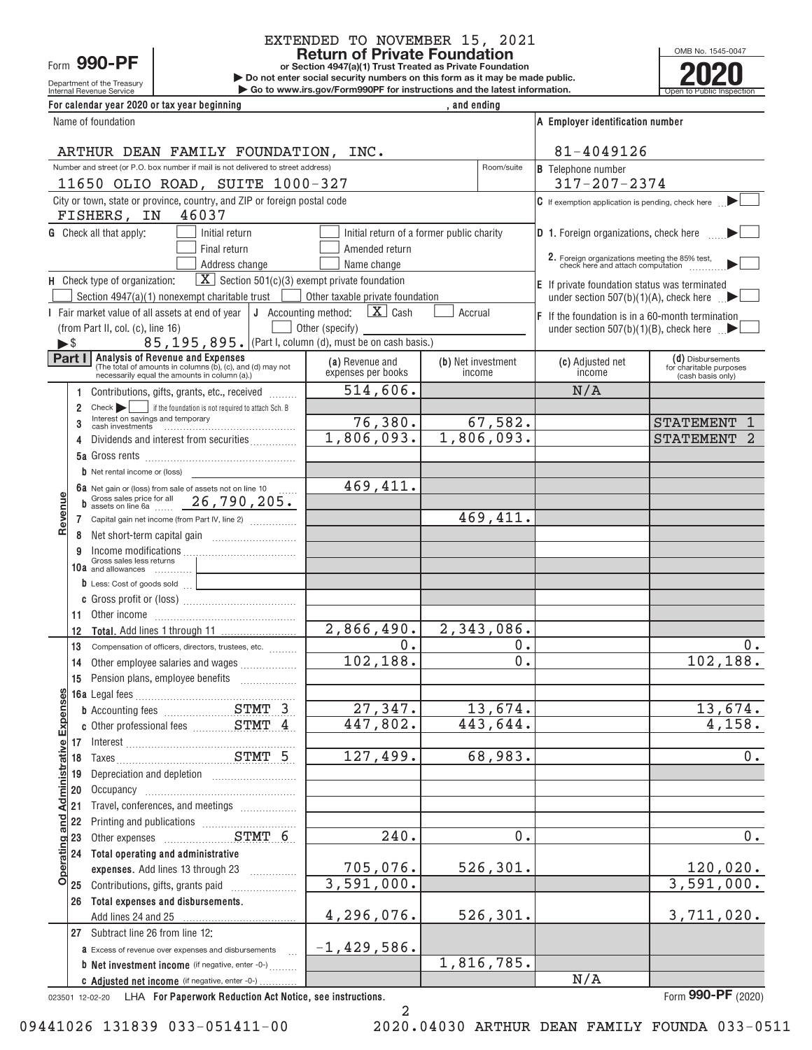EXTENDED TO NOVEMBER 15, 2021

Form **990-PF**

Department of the Treasury
Internal Revenue Service

# Return of Private Foundation

**or Section 4947(a)(1) Trust Treated as Private Foundation**

▶ Do not enter social security numbers on this form as it may be made public.

▶ Go to www.irs.gov/Form990PF for instructions and the latest information.

OMB No. 1545-0047

**2020**

Open to Public Inspection

For calendar year 2020 or tax year beginning , and ending

Name of foundation: ARTHUR DEAN FAMILY FOUNDATION, INC.

A Employer identification number: 81-4049126

Number and street (or P.O. box number if mail is not delivered to street address): 11650 OLIO ROAD, SUITE 1000-327 Room/suite

B Telephone number: 317-207-2374

City or town, state or province, country, and ZIP or foreign postal code: FISHERS, IN 46037

C If exemption application is pending, check here ▶ ☐

G Check all that apply: ☐ Initial return ☐ Initial return of a former public charity ☐ Final return ☐ Amended return ☐ Address change ☐ Name change

D 1. Foreign organizations, check here ▶ ☐

2. Foreign organizations meeting the 85% test, check here and attach computation ▶ ☐

H Check type of organization: ☒ Section 501(c)(3) exempt private foundation ☐ Section 4947(a)(1) nonexempt charitable trust ☐ Other taxable private foundation

E If private foundation status was terminated under section 507(b)(1)(A), check here ▶ ☐

I Fair market value of all assets at end of year (from Part II, col. (c), line 16) ▶$ 85,195,895.

J Accounting method: ☒ Cash ☐ Accrual ☐ Other (specify) (Part I, column (d), must be on cash basis.)

F If the foundation is in a 60-month termination under section 507(b)(1)(B), check here ▶ ☐

**Part I Analysis of Revenue and Expenses** (The total of amounts in columns (b), (c), and (d) may not necessarily equal the amounts in column (a).)

| | | (a) Revenue and expenses per books | (b) Net investment income | (c) Adjusted net income | (d) Disbursements for charitable purposes (cash basis only) |
|---|---|---|---|---|---|
| Revenue | 1 Contributions, gifts, grants, etc., received | 514,606. | | N/A | |
| | 2 Check ▶ ☐ if the foundation is not required to attach Sch. B | | | | |
| | 3 Interest on savings and temporary cash investments | 76,380. | 67,582. | | STATEMENT 1 |
| | 4 Dividends and interest from securities | 1,806,093. | 1,806,093. | | STATEMENT 2 |
| | 5a Gross rents | | | | |
| | b Net rental income or (loss) | | | | |
| | 6a Net gain or (loss) from sale of assets not on line 10 | 469,411. | | | |
| | b Gross sales price for all assets on line 6a 26,790,205. | | | | |
| | 7 Capital gain net income (from Part IV, line 2) | | 469,411. | | |
| | 8 Net short-term capital gain | | | | |
| | 9 Income modifications | | | | |
| | 10a Gross sales less returns and allowances | | | | |
| | b Less: Cost of goods sold | | | | |
| | c Gross profit or (loss) | | | | |
| | 11 Other income | | | | |
| | 12 **Total.** Add lines 1 through 11 | 2,866,490. | 2,343,086. | | |
| Operating and Administrative Expenses | 13 Compensation of officers, directors, trustees, etc. | 0. | 0. | | 0. |
| | 14 Other employee salaries and wages | 102,188. | 0. | | 102,188. |
| | 15 Pension plans, employee benefits | | | | |
| | 16a Legal fees | | | | |
| | b Accounting fees STMT 3 | 27,347. | 13,674. | | 13,674. |
| | c Other professional fees STMT 4 | 447,802. | 443,644. | | 4,158. |
| | 17 Interest | | | | |
| | 18 Taxes STMT 5 | 127,499. | 68,983. | | 0. |
| | 19 Depreciation and depletion | | | | |
| | 20 Occupancy | | | | |
| | 21 Travel, conferences, and meetings | | | | |
| | 22 Printing and publications | | | | |
| | 23 Other expenses STMT 6 | 240. | 0. | | 0. |
| | 24 **Total operating and administrative expenses.** Add lines 13 through 23 | 705,076. | 526,301. | | 120,020. |
| | 25 Contributions, gifts, grants paid | 3,591,000. | | | 3,591,000. |
| | 26 **Total expenses and disbursements.** Add lines 24 and 25 | 4,296,076. | 526,301. | | 3,711,020. |
| | 27 Subtract line 26 from line 12: | | | | |
| | a Excess of revenue over expenses and disbursements | -1,429,586. | | | |
| | b **Net investment income** (if negative, enter -0-) | | 1,816,785. | | |
| | c **Adjusted net income** (if negative, enter -0-) | | | N/A | |

023501 12-02-20 LHA **For Paperwork Reduction Act Notice, see instructions.** Form **990-PF** (2020)

09441026 131839 033-051411-00 2020.04030 ARTHUR DEAN FAMILY FOUNDA 033-0511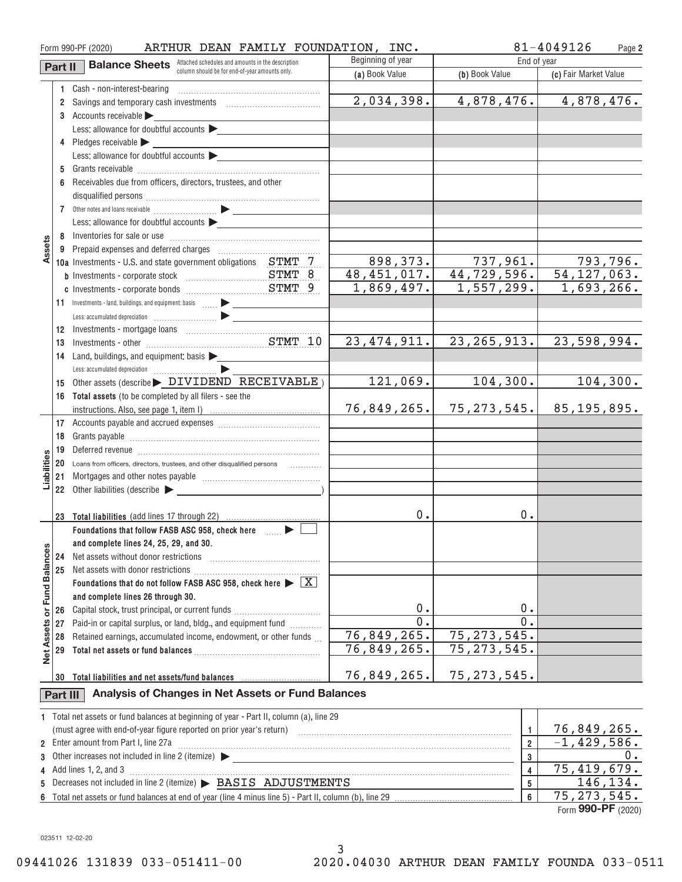Form 990-PF (2020) ARTHUR DEAN FAMILY FOUNDATION, INC. 81-4049126

## Part II Balance Sheets

Attached schedules and amounts in the description column should be for end-of-year amounts only.

| | | | Beginning of year (a) Book Value | End of year (b) Book Value | End of year (c) Fair Market Value |
|---|---|---|---|---|---|
| Assets | 1 | Cash - non-interest-bearing | | | |
| | 2 | Savings and temporary cash investments | 2,034,398. | 4,878,476. | 4,878,476. |
| | 3 | Accounts receivable ▶ Less: allowance for doubtful accounts ▶ | | | |
| | 4 | Pledges receivable ▶ Less: allowance for doubtful accounts ▶ | | | |
| | 5 | Grants receivable | | | |
| | 6 | Receivables due from officers, directors, trustees, and other disqualified persons | | | |
| | 7 | Other notes and loans receivable ▶ Less: allowance for doubtful accounts ▶ | | | |
| | 8 | Inventories for sale or use | | | |
| | 9 | Prepaid expenses and deferred charges | | | |
| | 10a | Investments - U.S. and state government obligations STMT 7 | 898,373. | 737,961. | 793,796. |
| | b | Investments - corporate stock STMT 8 | 48,451,017. | 44,729,596. | 54,127,063. |
| | c | Investments - corporate bonds STMT 9 | 1,869,497. | 1,557,299. | 1,693,266. |
| | 11 | Investments - land, buildings, and equipment: basis ▶ Less: accumulated depreciation ▶ | | | |
| | 12 | Investments - mortgage loans | | | |
| | 13 | Investments - other STMT 10 | 23,474,911. | 23,265,913. | 23,598,994. |
| | 14 | Land, buildings, and equipment: basis ▶ Less: accumulated depreciation ▶ | | | |
| | 15 | Other assets (describe ▶ DIVIDEND RECEIVABLE ) | 121,069. | 104,300. | 104,300. |
| | 16 | Total assets (to be completed by all filers - see the instructions. Also, see page 1, item I) | 76,849,265. | 75,273,545. | 85,195,895. |
| Liabilities | 17 | Accounts payable and accrued expenses | | | |
| | 18 | Grants payable | | | |
| | 19 | Deferred revenue | | | |
| | 20 | Loans from officers, directors, trustees, and other disqualified persons | | | |
| | 21 | Mortgages and other notes payable | | | |
| | 22 | Other liabilities (describe ▶ ) | | | |
| | 23 | Total liabilities (add lines 17 through 22) | 0. | 0. | |
| Net Assets or Fund Balances | | Foundations that follow FASB ASC 958, check here ▶ ☐ and complete lines 24, 25, 29, and 30. | | | |
| | 24 | Net assets without donor restrictions | | | |
| | 25 | Net assets with donor restrictions | | | |
| | | Foundations that do not follow FASB ASC 958, check here ▶ ☒ and complete lines 26 through 30. | | | |
| | 26 | Capital stock, trust principal, or current funds | 0. | 0. | |
| | 27 | Paid-in or capital surplus, or land, bldg., and equipment fund | 0. | 0. | |
| | 28 | Retained earnings, accumulated income, endowment, or other funds | 76,849,265. | 75,273,545. | |
| | 29 | Total net assets or fund balances | 76,849,265. | 75,273,545. | |
| | 30 | Total liabilities and net assets/fund balances | 76,849,265. | 75,273,545. | |

## Part III Analysis of Changes in Net Assets or Fund Balances

| | | | |
|---|---|---|---|
| 1 | Total net assets or fund balances at beginning of year - Part II, column (a), line 29 (must agree with end-of-year figure reported on prior year's return) | 1 | 76,849,265. |
| 2 | Enter amount from Part I, line 27a | 2 | -1,429,586. |
| 3 | Other increases not included in line 2 (itemize) ▶ | 3 | 0. |
| 4 | Add lines 1, 2, and 3 | 4 | 75,419,679. |
| 5 | Decreases not included in line 2 (itemize) ▶ BASIS ADJUSTMENTS | 5 | 146,134. |
| 6 | Total net assets or fund balances at end of year (line 4 minus line 5) - Part II, column (b), line 29 | 6 | 75,273,545. |

Form **990-PF** (2020)

023511 12-02-20

09441026 131839 033-051411-00 2020.04030 ARTHUR DEAN FAMILY FOUNDA 033-0511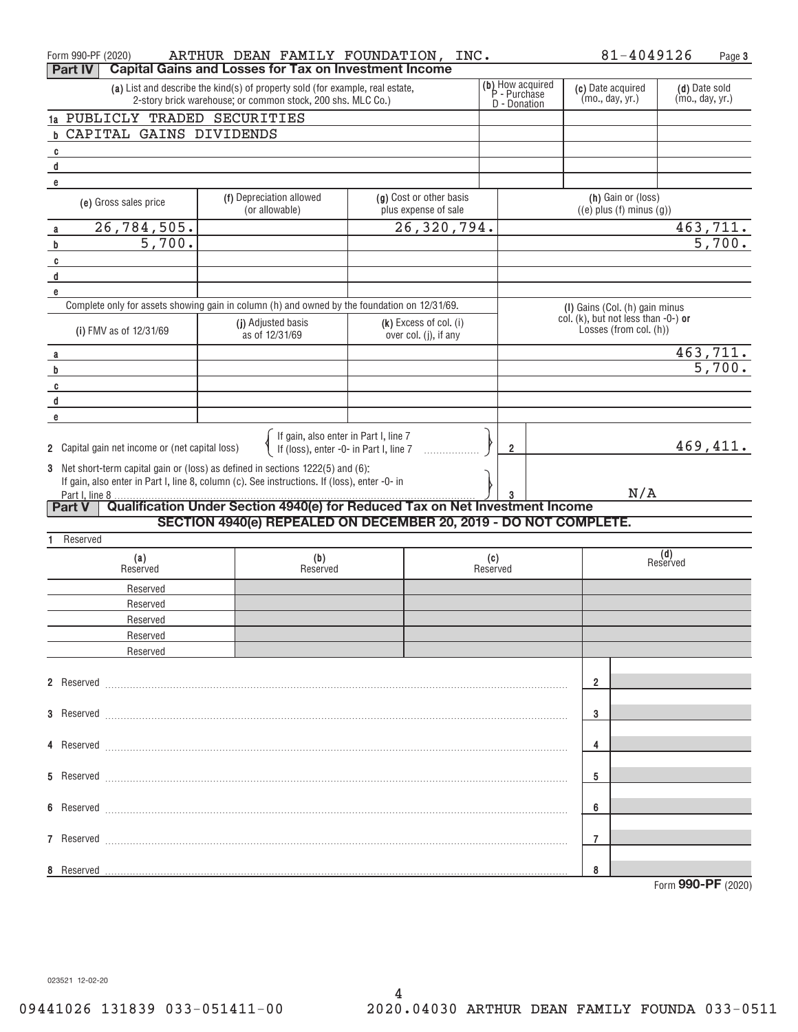Form 990-PF (2020) ARTHUR DEAN FAMILY FOUNDATION, INC. 81-4049126 Page 3

## Part IV Capital Gains and Losses for Tax on Investment Income

| (a) List and describe the kind(s) of property sold (for example, real estate, 2-story brick warehouse; or common stock, 200 shs. MLC Co.) | (b) How acquired P - Purchase D - Donation | (c) Date acquired (mo., day, yr.) | (d) Date sold (mo., day, yr.) |
|---|---|---|---|
| 1a PUBLICLY TRADED SECURITIES | | | |
| b CAPITAL GAINS DIVIDENDS | | | |
| c | | | |
| d | | | |
| e | | | |

| | (e) Gross sales price | (f) Depreciation allowed (or allowable) | (g) Cost or other basis plus expense of sale | (h) Gain or (loss) ((e) plus (f) minus (g)) |
|---|---|---|---|---|
| a | 26,784,505. | | 26,320,794. | 463,711. |
| b | 5,700. | | | 5,700. |
| c | | | | |
| d | | | | |
| e | | | | |

Complete only for assets showing gain in column (h) and owned by the foundation on 12/31/69.

| | (i) FMV as of 12/31/69 | (j) Adjusted basis as of 12/31/69 | (k) Excess of col. (i) over col. (j), if any | (l) Gains (Col. (h) gain minus col. (k), but not less than -0-) or Losses (from col. (h)) |
|---|---|---|---|---|
| a | | | | 463,711. |
| b | | | | 5,700. |
| c | | | | |
| d | | | | |
| e | | | | |

2 Capital gain net income or (net capital loss) — If gain, also enter in Part I, line 7; If (loss), enter -0- in Part I, line 7 ..... **2** 469,411.

3 Net short-term capital gain or (loss) as defined in sections 1222(5) and (6): If gain, also enter in Part I, line 8, column (c). See instructions. If (loss), enter -0- in Part I, line 8 ..... **3** N/A

## Part V Qualification Under Section 4940(e) for Reduced Tax on Net Investment Income

**SECTION 4940(e) REPEALED ON DECEMBER 20, 2019 - DO NOT COMPLETE.**

1 Reserved

| (a) Reserved | (b) Reserved | (c) Reserved | (d) Reserved |
|---|---|---|---|
| Reserved | | | |
| Reserved | | | |
| Reserved | | | |
| Reserved | | | |
| Reserved | | | |

2 Reserved ..... 2

3 Reserved ..... 3

4 Reserved ..... 4

5 Reserved ..... 5

6 Reserved ..... 6

7 Reserved ..... 7

8 Reserved ..... 8

Form **990-PF** (2020)

023521 12-02-20

09441026 131839 033-051411-00 2020.04030 ARTHUR DEAN FAMILY FOUNDA 033-0511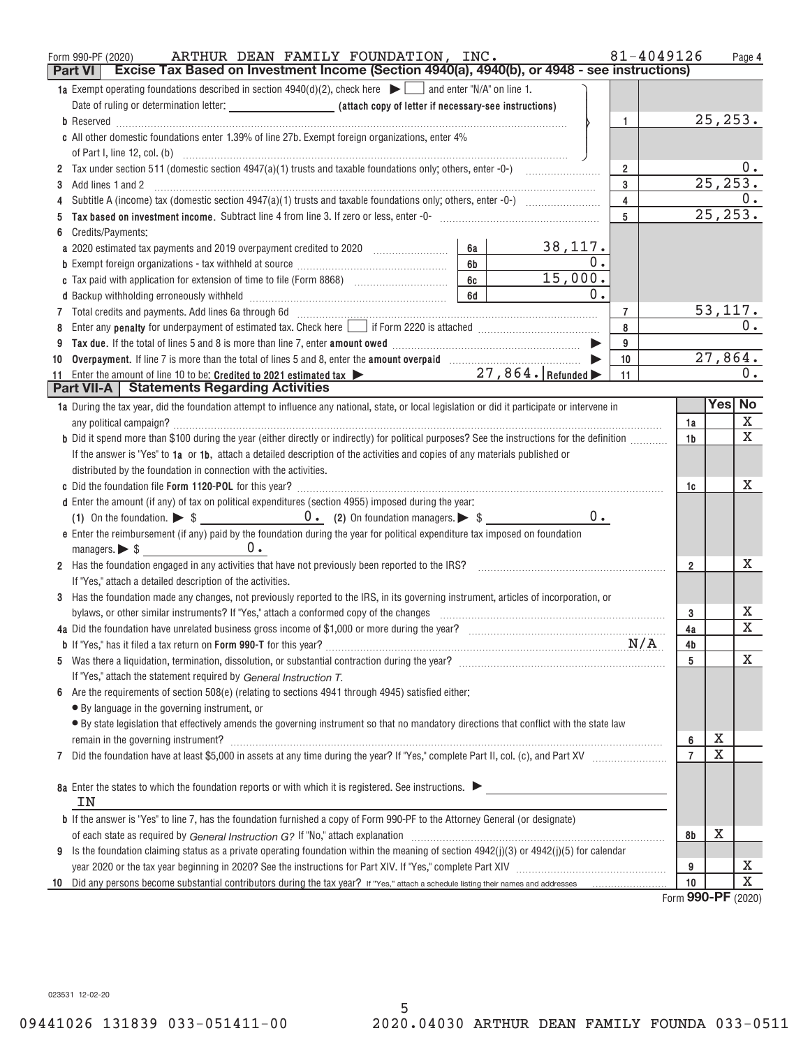Form 990-PF (2020) ARTHUR DEAN FAMILY FOUNDATION, INC. 81-4049126 Page 4

## Part VI Excise Tax Based on Investment Income (Section 4940(a), 4940(b), or 4948 - see instructions)

| | | | | |
|---|---|---|---|---|
| **1a** Exempt operating foundations described in section 4940(d)(2), check here ▶ ☐ and enter "N/A" on line 1. Date of ruling or determination letter: ______ (attach copy of letter if necessary-see instructions) | | | | |
| **b** Reserved | | | 1 | 25,253. |
| **c** All other domestic foundations enter 1.39% of line 27b. Exempt foreign organizations, enter 4% of Part I, line 12, col. (b) | | | | |
| **2** Tax under section 511 (domestic section 4947(a)(1) trusts and taxable foundations only; others, enter -0-) | | | 2 | 0. |
| **3** Add lines 1 and 2 | | | 3 | 25,253. |
| **4** Subtitle A (income) tax (domestic section 4947(a)(1) trusts and taxable foundations only; others, enter -0-) | | | 4 | 0. |
| **5** **Tax based on investment income.** Subtract line 4 from line 3. If zero or less, enter -0- | | | 5 | 25,253. |
| **6** Credits/Payments: | | | | |
| **a** 2020 estimated tax payments and 2019 overpayment credited to 2020 | 6a | 38,117. | | |
| **b** Exempt foreign organizations - tax withheld at source | 6b | 0. | | |
| **c** Tax paid with application for extension of time to file (Form 8868) | 6c | 15,000. | | |
| **d** Backup withholding erroneously withheld | 6d | 0. | | |
| **7** Total credits and payments. Add lines 6a through 6d | | | 7 | 53,117. |
| **8** Enter any **penalty** for underpayment of estimated tax. Check here ☐ if Form 2220 is attached | | | 8 | 0. |
| **9** **Tax due.** If the total of lines 5 and 8 is more than line 7, enter **amount owed** ▶ | | | 9 | |
| **10** **Overpayment.** If line 7 is more than the total of lines 5 and 8, enter the **amount overpaid** ▶ | | | 10 | 27,864. |
| **11** Enter the amount of line 10 to be: **Credited to 2021 estimated tax** ▶ | | 27,864. **Refunded** ▶ | 11 | 0. |

## Part VII-A Statements Regarding Activities

| | | Yes | No |
|---|---|---|---|
| **1a** During the tax year, did the foundation attempt to influence any national, state, or local legislation or did it participate or intervene in any political campaign? | 1a | | X |
| **b** Did it spend more than $100 during the year (either directly or indirectly) for political purposes? See the instructions for the definition | 1b | | X |
| If the answer is "Yes" to **1a** or **1b**, attach a detailed description of the activities and copies of any materials published or distributed by the foundation in connection with the activities. | | | |
| **c** Did the foundation file **Form 1120-POL** for this year? | 1c | | X |
| **d** Enter the amount (if any) of tax on political expenditures (section 4955) imposed during the year: (1) On the foundation. ▶ $ 0. (2) On foundation managers. ▶ $ 0. | | | |
| **e** Enter the reimbursement (if any) paid by the foundation during the year for political expenditure tax imposed on foundation managers. ▶ $ 0. | | | |
| **2** Has the foundation engaged in any activities that have not previously been reported to the IRS? | 2 | | X |
| If "Yes," attach a detailed description of the activities. | | | |
| **3** Has the foundation made any changes, not previously reported to the IRS, in its governing instrument, articles of incorporation, or bylaws, or other similar instruments? If "Yes," attach a conformed copy of the changes | 3 | | X |
| **4a** Did the foundation have unrelated business gross income of $1,000 or more during the year? | 4a | | X |
| **b** If "Yes," has it filed a tax return on **Form 990-T** for this year? N/A | 4b | | |
| **5** Was there a liquidation, termination, dissolution, or substantial contraction during the year? | 5 | | X |
| If "Yes," attach the statement required by *General Instruction T.* | | | |
| **6** Are the requirements of section 508(e) (relating to sections 4941 through 4945) satisfied either: | | | |
| • By language in the governing instrument, or | | | |
| • By state legislation that effectively amends the governing instrument so that no mandatory directions that conflict with the state law remain in the governing instrument? | 6 | X | |
| **7** Did the foundation have at least $5,000 in assets at any time during the year? If "Yes," complete Part II, col. (c), and Part XV | 7 | X | |
| **8a** Enter the states to which the foundation reports or with which it is registered. See instructions. ▶ IN | | | |
| **b** If the answer is "Yes" to line 7, has the foundation furnished a copy of Form 990-PF to the Attorney General (or designate) of each state as required by *General Instruction G?* If "No," attach explanation | 8b | X | |
| **9** Is the foundation claiming status as a private operating foundation within the meaning of section 4942(j)(3) or 4942(j)(5) for calendar year 2020 or the tax year beginning in 2020? See the instructions for Part XIV. If "Yes," complete Part XIV | 9 | | X |
| **10** Did any persons become substantial contributors during the tax year? If "Yes," attach a schedule listing their names and addresses | 10 | | X |

Form **990-PF** (2020)

023531 12-02-20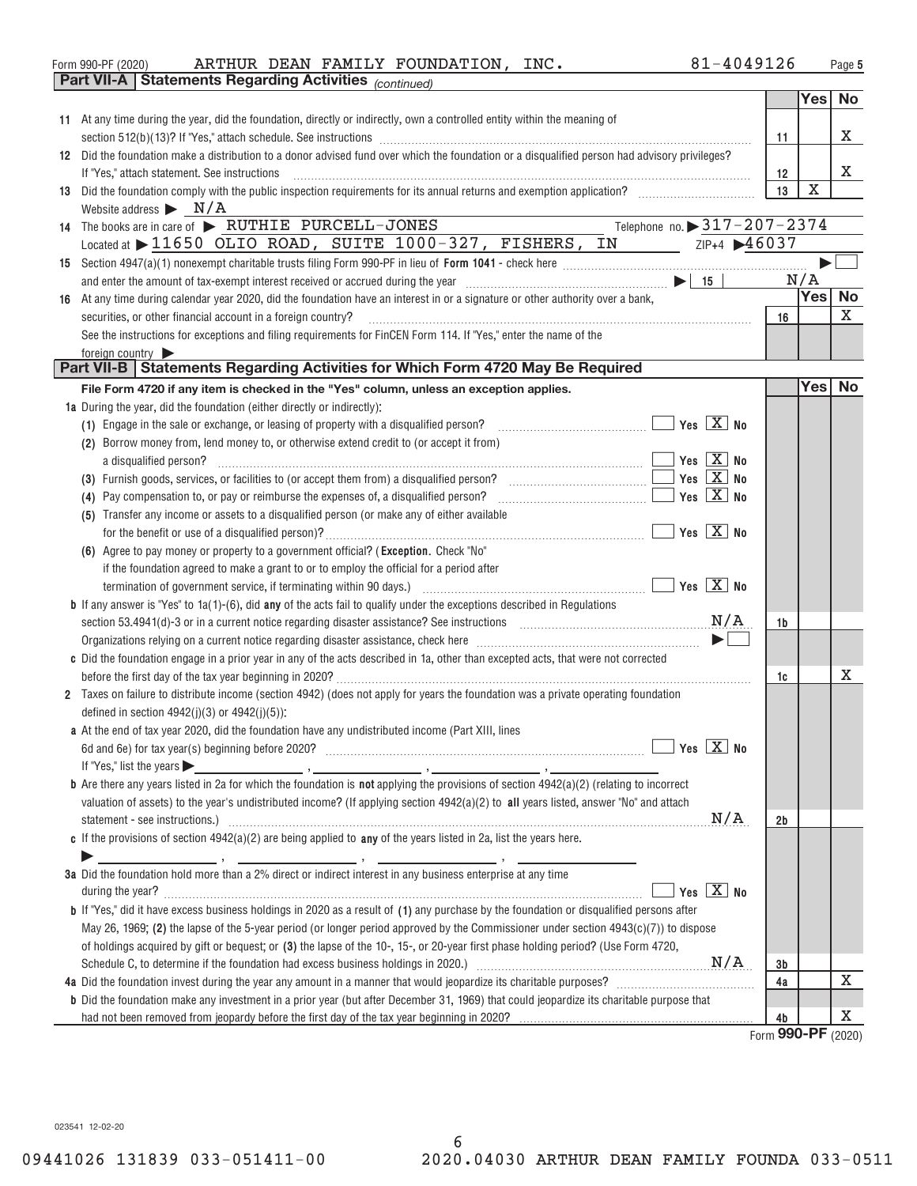Form 990-PF (2020) ARTHUR DEAN FAMILY FOUNDATION, INC. 81-4049126 Page 5

**Part VII-A Statements Regarding Activities** *(continued)*

| | | | Yes | No |
|---|---|---|---|---|
| 11 | At any time during the year, did the foundation, directly or indirectly, own a controlled entity within the meaning of section 512(b)(13)? If "Yes," attach schedule. See instructions | 11 | | X |
| 12 | Did the foundation make a distribution to a donor advised fund over which the foundation or a disqualified person had advisory privileges? If "Yes," attach statement. See instructions | 12 | | X |
| 13 | Did the foundation comply with the public inspection requirements for its annual returns and exemption application? | 13 | X | |

Website address ▶ N/A

14 The books are in care of ▶ RUTHIE PURCELL-JONES Telephone no. ▶ 317-207-2374

Located at ▶ 11650 OLIO ROAD, SUITE 1000-327, FISHERS, IN ZIP+4 ▶ 46037

15 Section 4947(a)(1) nonexempt charitable trusts filing Form 990-PF in lieu of **Form 1041** - check here ▶ ☐

and enter the amount of tax-exempt interest received or accrued during the year ▶ 15 N/A

| | | | Yes | No |
|---|---|---|---|---|
| 16 | At any time during calendar year 2020, did the foundation have an interest in or a signature or other authority over a bank, securities, or other financial account in a foreign country? See the instructions for exceptions and filing requirements for FinCEN Form 114. If "Yes," enter the name of the foreign country ▶ | 16 | | X |

**Part VII-B Statements Regarding Activities for Which Form 4720 May Be Required**

**File Form 4720 if any item is checked in the "Yes" column, unless an exception applies.**

| | | | Yes | No |
|---|---|---|---|---|
| **1a** | During the year, did the foundation (either directly or indirectly): | | | |
| | (1) Engage in the sale or exchange, or leasing of property with a disqualified person? ☐ Yes ☒ No | | | |
| | (2) Borrow money from, lend money to, or otherwise extend credit to (or accept it from) a disqualified person? ☐ Yes ☒ No | | | |
| | (3) Furnish goods, services, or facilities to (or accept them from) a disqualified person? ☐ Yes ☒ No | | | |
| | (4) Pay compensation to, or pay or reimburse the expenses of, a disqualified person? ☐ Yes ☒ No | | | |
| | (5) Transfer any income or assets to a disqualified person (or make any of either available for the benefit or use of a disqualified person)? ☐ Yes ☒ No | | | |
| | (6) Agree to pay money or property to a government official? (**Exception**. Check "No" if the foundation agreed to make a grant to or to employ the official for a period after termination of government service, if terminating within 90 days.) ☐ Yes ☒ No | | | |
| **b** | If any answer is "Yes" to 1a(1)-(6), did **any** of the acts fail to qualify under the exceptions described in Regulations section 53.4941(d)-3 or in a current notice regarding disaster assistance? See instructions N/A | 1b | | |
| | Organizations relying on a current notice regarding disaster assistance, check here ▶ ☐ | | | |
| **c** | Did the foundation engage in a prior year in any of the acts described in 1a, other than excepted acts, that were not corrected before the first day of the tax year beginning in 2020? | 1c | | X |
| **2** | Taxes on failure to distribute income (section 4942) (does not apply for years the foundation was a private operating foundation defined in section 4942(j)(3) or 4942(j)(5)): | | | |
| **a** | At the end of tax year 2020, did the foundation have any undistributed income (Part XIII, lines 6d and 6e) for tax year(s) beginning before 2020? ☐ Yes ☒ No<br>If "Yes," list the years ▶ ____, ____, ____, ____ | | | |
| **b** | Are there any years listed in 2a for which the foundation is **not** applying the provisions of section 4942(a)(2) (relating to incorrect valuation of assets) to the year's undistributed income? (If applying section 4942(a)(2) to **all** years listed, answer "No" and attach statement - see instructions.) N/A | 2b | | |
| **c** | If the provisions of section 4942(a)(2) are being applied to **any** of the years listed in 2a, list the years here.<br>▶ ____, ____, ____, ____ | | | |
| **3a** | Did the foundation hold more than a 2% direct or indirect interest in any business enterprise at any time during the year? ☐ Yes ☒ No | | | |
| **b** | If "Yes," did it have excess business holdings in 2020 as a result of **(1)** any purchase by the foundation or disqualified persons after May 26, 1969; **(2)** the lapse of the 5-year period (or longer period approved by the Commissioner under section 4943(c)(7)) to dispose of holdings acquired by gift or bequest; or **(3)** the lapse of the 10-, 15-, or 20-year first phase holding period? (Use Form 4720, Schedule C, to determine if the foundation had excess business holdings in 2020.) N/A | 3b | | |
| **4a** | Did the foundation invest during the year any amount in a manner that would jeopardize its charitable purposes? | 4a | | X |
| **b** | Did the foundation make any investment in a prior year (but after December 31, 1969) that could jeopardize its charitable purpose that had not been removed from jeopardy before the first day of the tax year beginning in 2020? | 4b | | X |

Form **990-PF** (2020)

023541 12-02-20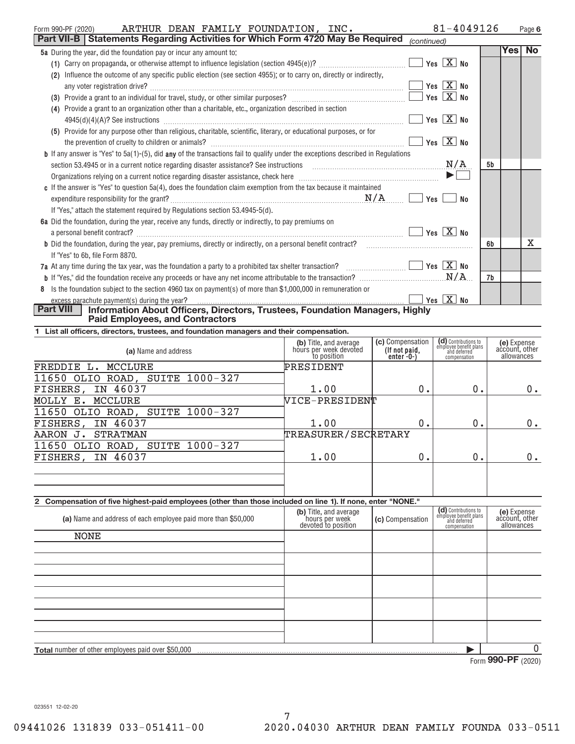Form 990-PF (2020) ARTHUR DEAN FAMILY FOUNDATION, INC. 81-4049126

## Part VII-B Statements Regarding Activities for Which Form 4720 May Be Required *(continued)*

| | | Yes | No |
|---|---|---|---|
| **5a** During the year, did the foundation pay or incur any amount to: | | | |
| (1) Carry on propaganda, or otherwise attempt to influence legislation (section 4945(e))? ☐ Yes ☒ No | | | |
| (2) Influence the outcome of any specific public election (see section 4955); or to carry on, directly or indirectly, any voter registration drive? ☐ Yes ☒ No | | | |
| (3) Provide a grant to an individual for travel, study, or other similar purposes? ☐ Yes ☒ No | | | |
| (4) Provide a grant to an organization other than a charitable, etc., organization described in section 4945(d)(4)(A)? See instructions ☐ Yes ☒ No | | | |
| (5) Provide for any purpose other than religious, charitable, scientific, literary, or educational purposes, or for the prevention of cruelty to children or animals? ☐ Yes ☒ No | | | |
| **b** If any answer is "Yes" to 5a(1)-(5), did **any** of the transactions fail to qualify under the exceptions described in Regulations section 53.4945 or in a current notice regarding disaster assistance? See instructions N/A | 5b | | |
| Organizations relying on a current notice regarding disaster assistance, check here ▶ ☐ | | | |
| **c** If the answer is "Yes" to question 5a(4), does the foundation claim exemption from the tax because it maintained expenditure responsibility for the grant? N/A ☐ Yes ☐ No | | | |
| If "Yes," attach the statement required by Regulations section 53.4945-5(d). | | | |
| **6a** Did the foundation, during the year, receive any funds, directly or indirectly, to pay premiums on a personal benefit contract? ☐ Yes ☒ No | | | |
| **b** Did the foundation, during the year, pay premiums, directly or indirectly, on a personal benefit contract? | 6b | | X |
| If "Yes" to 6b, file Form 8870. | | | |
| **7a** At any time during the tax year, was the foundation a party to a prohibited tax shelter transaction? ☐ Yes ☒ No | | | |
| **b** If "Yes," did the foundation receive any proceeds or have any net income attributable to the transaction? N/A | 7b | | |
| **8** Is the foundation subject to the section 4960 tax on payment(s) of more than $1,000,000 in remuneration or excess parachute payment(s) during the year? ☐ Yes ☒ No | | | |

## Part VIII Information About Officers, Directors, Trustees, Foundation Managers, Highly Paid Employees, and Contractors

**1 List all officers, directors, trustees, and foundation managers and their compensation.**

| (a) Name and address | (b) Title, and average hours per week devoted to position | (c) Compensation (If not paid, enter -0-) | (d) Contributions to employee benefit plans and deferred compensation | (e) Expense account, other allowances |
|---|---|---|---|---|
| FREDDIE L. MCCLURE<br>11650 OLIO ROAD, SUITE 1000-327<br>FISHERS, IN 46037 | PRESIDENT<br>1.00 | 0. | 0. | 0. |
| MOLLY E. MCCLURE<br>11650 OLIO ROAD, SUITE 1000-327<br>FISHERS, IN 46037 | VICE-PRESIDENT<br>1.00 | 0. | 0. | 0. |
| AARON J. STRATMAN<br>11650 OLIO ROAD, SUITE 1000-327<br>FISHERS, IN 46037 | TREASURER/SECRETARY<br>1.00 | 0. | 0. | 0. |

**2 Compensation of five highest-paid employees (other than those included on line 1). If none, enter "NONE."**

| (a) Name and address of each employee paid more than $50,000 | (b) Title, and average hours per week devoted to position | (c) Compensation | (d) Contributions to employee benefit plans and deferred compensation | (e) Expense account, other allowances |
|---|---|---|---|---|
| NONE | | | | |

**Total** number of other employees paid over $50,000 ▶ 0

Form **990-PF** (2020)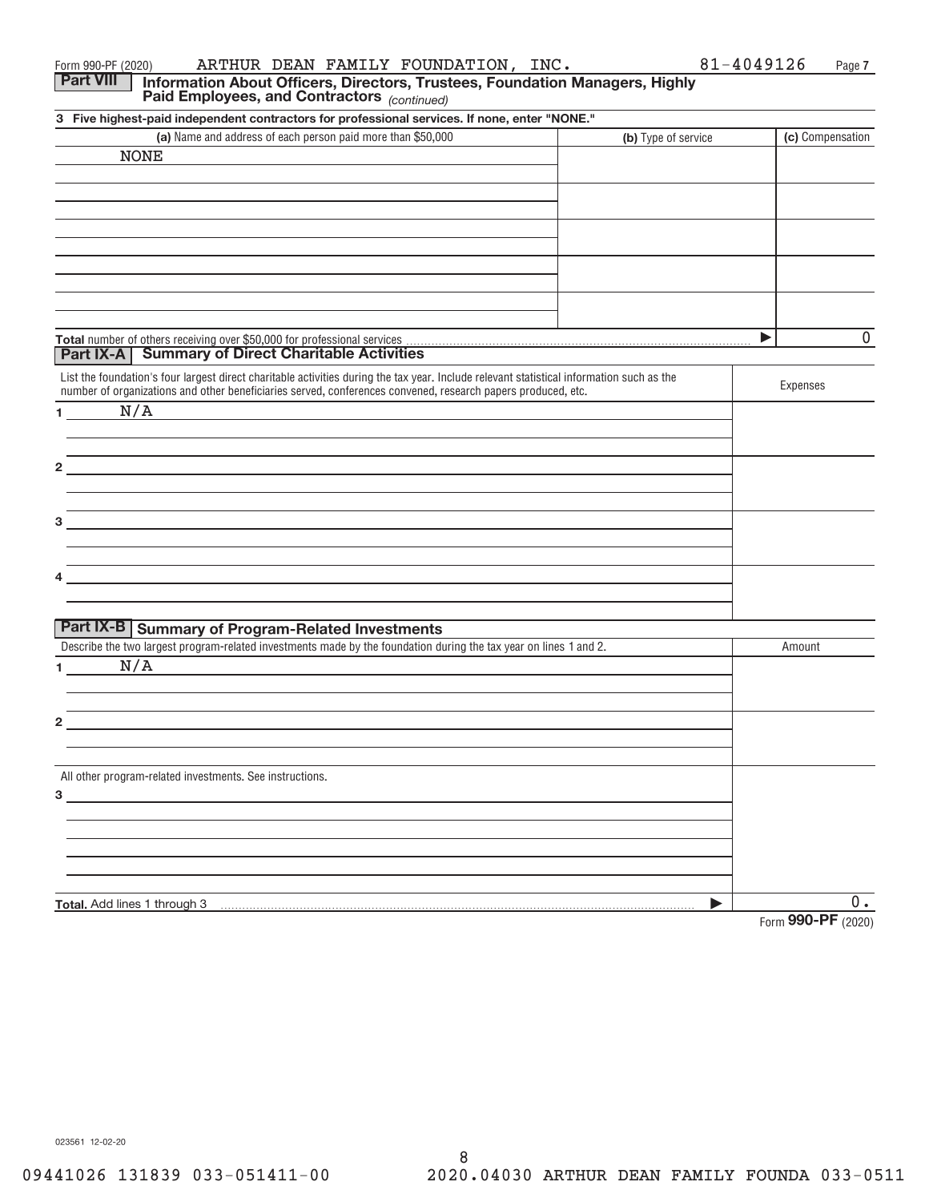Form 990-PF (2020) ARTHUR DEAN FAMILY FOUNDATION, INC. 81-4049126 Page 7

## Part VIII Information About Officers, Directors, Trustees, Foundation Managers, Highly Paid Employees, and Contractors *(continued)*

**3 Five highest-paid independent contractors for professional services. If none, enter "NONE."**

| (a) Name and address of each person paid more than $50,000 | (b) Type of service | (c) Compensation |
|---|---|---|
| NONE | | |
| | | |
| | | |
| | | |
| | | |

**Total** number of others receiving over $50,000 for professional services ▶ 0

## Part IX-A Summary of Direct Charitable Activities

| List the foundation's four largest direct charitable activities during the tax year. Include relevant statistical information such as the number of organizations and other beneficiaries served, conferences convened, research papers produced, etc. | Expenses |
|---|---|
| 1 N/A | |
| 2 | |
| 3 | |
| 4 | |

## Part IX-B Summary of Program-Related Investments

| Describe the two largest program-related investments made by the foundation during the tax year on lines 1 and 2. | Amount |
|---|---|
| 1 N/A | |
| 2 | |
| All other program-related investments. See instructions. | |
| 3 | |
| **Total.** Add lines 1 through 3 ▶ | 0. |

Form **990-PF** (2020)

023561 12-02-20

09441026 131839 033-051411-00 2020.04030 ARTHUR DEAN FAMILY FOUNDA 033-0511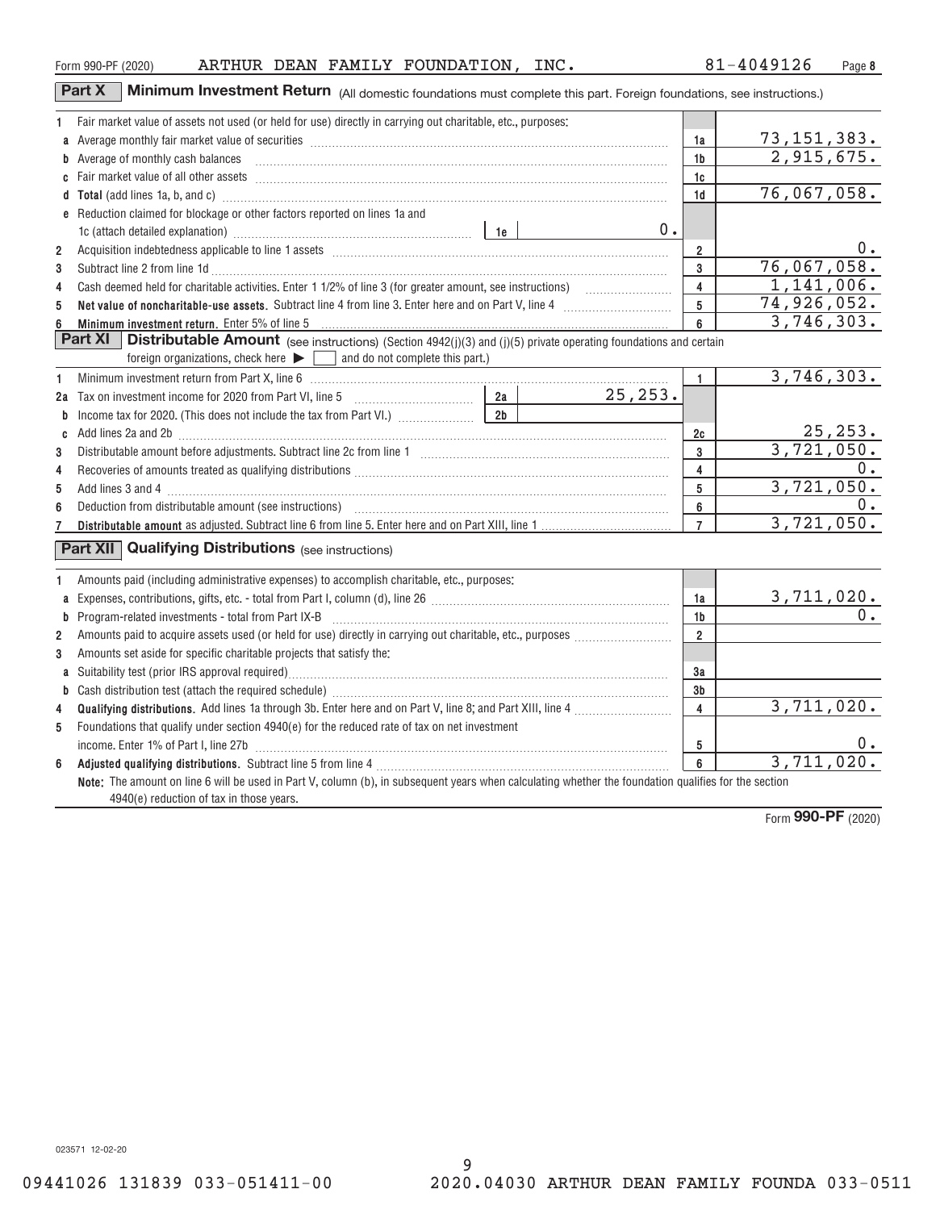Form 990-PF (2020) ARTHUR DEAN FAMILY FOUNDATION, INC. 81-4049126 Page **8**

## Part X Minimum Investment Return (All domestic foundations must complete this part. Foreign foundations, see instructions.)

| | | | |
|---|---|---|---|
| **1** | Fair market value of assets not used (or held for use) directly in carrying out charitable, etc., purposes: | | |
| **a** | Average monthly fair market value of securities | 1a | 73,151,383. |
| **b** | Average of monthly cash balances | 1b | 2,915,675. |
| **c** | Fair market value of all other assets | 1c | |
| **d** | **Total** (add lines 1a, b, and c) | 1d | 76,067,058. |
| **e** | Reduction claimed for blockage or other factors reported on lines 1a and 1c (attach detailed explanation) — 1e: 0. | | |
| **2** | Acquisition indebtedness applicable to line 1 assets | 2 | 0. |
| **3** | Subtract line 2 from line 1d | 3 | 76,067,058. |
| **4** | Cash deemed held for charitable activities. Enter 1 1/2% of line 3 (for greater amount, see instructions) | 4 | 1,141,006. |
| **5** | **Net value of noncharitable-use assets.** Subtract line 4 from line 3. Enter here and on Part V, line 4 | 5 | 74,926,052. |
| **6** | **Minimum investment return.** Enter 5% of line 5 | 6 | 3,746,303. |

## Part XI Distributable Amount (see instructions) (Section 4942(j)(3) and (j)(5) private operating foundations and certain foreign organizations, check here ▶ ☐ and do not complete this part.)

| | | | |
|---|---|---|---|
| **1** | Minimum investment return from Part X, line 6 | 1 | 3,746,303. |
| **2a** | Tax on investment income for 2020 from Part VI, line 5 — 2a: 25,253. | | |
| **b** | Income tax for 2020. (This does not include the tax from Part VI.) — 2b | | |
| **c** | Add lines 2a and 2b | 2c | 25,253. |
| **3** | Distributable amount before adjustments. Subtract line 2c from line 1 | 3 | 3,721,050. |
| **4** | Recoveries of amounts treated as qualifying distributions | 4 | 0. |
| **5** | Add lines 3 and 4 | 5 | 3,721,050. |
| **6** | Deduction from distributable amount (see instructions) | 6 | 0. |
| **7** | **Distributable amount** as adjusted. Subtract line 6 from line 5. Enter here and on Part XIII, line 1 | 7 | 3,721,050. |

## Part XII Qualifying Distributions (see instructions)

| | | | |
|---|---|---|---|
| **1** | Amounts paid (including administrative expenses) to accomplish charitable, etc., purposes: | | |
| **a** | Expenses, contributions, gifts, etc. - total from Part I, column (d), line 26 | 1a | 3,711,020. |
| **b** | Program-related investments - total from Part IX-B | 1b | 0. |
| **2** | Amounts paid to acquire assets used (or held for use) directly in carrying out charitable, etc., purposes | 2 | |
| **3** | Amounts set aside for specific charitable projects that satisfy the: | | |
| **a** | Suitability test (prior IRS approval required) | 3a | |
| **b** | Cash distribution test (attach the required schedule) | 3b | |
| **4** | **Qualifying distributions.** Add lines 1a through 3b. Enter here and on Part V, line 8; and Part XIII, line 4 | 4 | 3,711,020. |
| **5** | Foundations that qualify under section 4940(e) for the reduced rate of tax on net investment income. Enter 1% of Part I, line 27b | 5 | 0. |
| **6** | **Adjusted qualifying distributions.** Subtract line 5 from line 4 | 6 | 3,711,020. |

**Note:** The amount on line 6 will be used in Part V, column (b), in subsequent years when calculating whether the foundation qualifies for the section 4940(e) reduction of tax in those years.

Form **990-PF** (2020)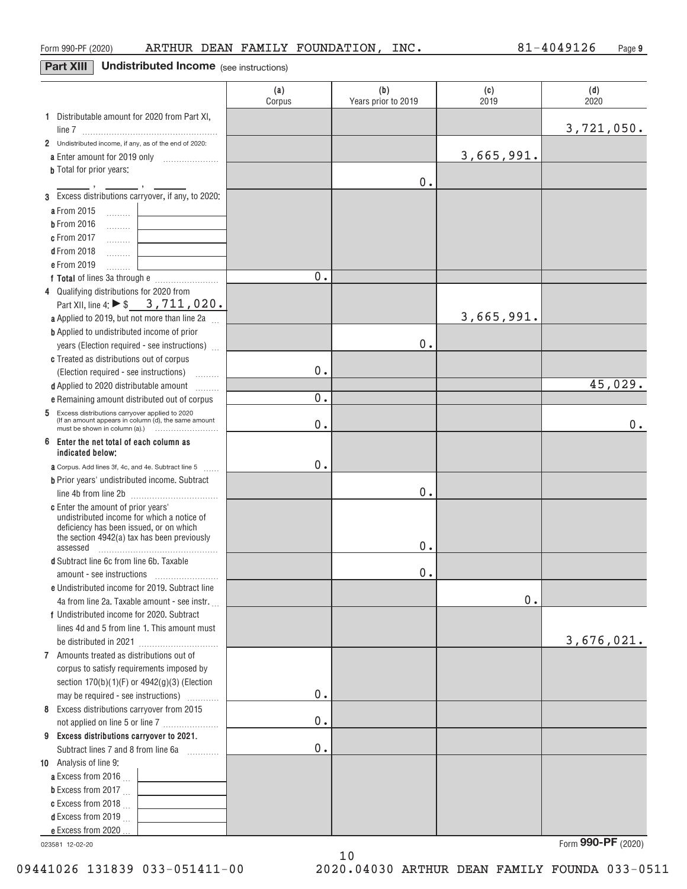Form 990-PF (2020) ARTHUR DEAN FAMILY FOUNDATION, INC. 81-4049126

## Part XIII Undistributed Income (see instructions)

| | (a) Corpus | (b) Years prior to 2019 | (c) 2019 | (d) 2020 |
|---|---|---|---|---|
| **1** Distributable amount for 2020 from Part XI, line 7 | | | | 3,721,050. |
| **2** Undistributed income, if any, as of the end of 2020: | | | | |
| **a** Enter amount for 2019 only | | | 3,665,991. | |
| **b** Total for prior years: \_\_\_\_ , \_\_\_\_ , \_\_\_\_ | | 0. | | |
| **3** Excess distributions carryover, if any, to 2020: | | | | |
| **a** From 2015 | | | | |
| **b** From 2016 | | | | |
| **c** From 2017 | | | | |
| **d** From 2018 | | | | |
| **e** From 2019 | | | | |
| **f Total** of lines 3a through e | 0. | | | |
| **4** Qualifying distributions for 2020 from Part XII, line 4: ▶ $ 3,711,020. | | | | |
| **a** Applied to 2019, but not more than line 2a | | | 3,665,991. | |
| **b** Applied to undistributed income of prior years (Election required - see instructions) | | 0. | | |
| **c** Treated as distributions out of corpus (Election required - see instructions) | 0. | | | |
| **d** Applied to 2020 distributable amount | | | | 45,029. |
| **e** Remaining amount distributed out of corpus | 0. | | | |
| **5** Excess distributions carryover applied to 2020 (If an amount appears in column (d), the same amount must be shown in column (a).) | 0. | | | 0. |
| **6 Enter the net total of each column as indicated below:** | | | | |
| **a** Corpus. Add lines 3f, 4c, and 4e. Subtract line 5 | 0. | | | |
| **b** Prior years' undistributed income. Subtract line 4b from line 2b | | 0. | | |
| **c** Enter the amount of prior years' undistributed income for which a notice of deficiency has been issued, or on which the section 4942(a) tax has been previously assessed | | 0. | | |
| **d** Subtract line 6c from line 6b. Taxable amount - see instructions | | 0. | | |
| **e** Undistributed income for 2019. Subtract line 4a from line 2a. Taxable amount - see instr. | | | 0. | |
| **f** Undistributed income for 2020. Subtract lines 4d and 5 from line 1. This amount must be distributed in 2021 | | | | 3,676,021. |
| **7** Amounts treated as distributions out of corpus to satisfy requirements imposed by section 170(b)(1)(F) or 4942(g)(3) (Election may be required - see instructions) | 0. | | | |
| **8** Excess distributions carryover from 2015 not applied on line 5 or line 7 | 0. | | | |
| **9 Excess distributions carryover to 2021.** Subtract lines 7 and 8 from line 6a | 0. | | | |
| **10** Analysis of line 9: | | | | |
| **a** Excess from 2016 | | | | |
| **b** Excess from 2017 | | | | |
| **c** Excess from 2018 | | | | |
| **d** Excess from 2019 | | | | |
| **e** Excess from 2020 | | | | |

023581 12-02-20 Form **990-PF** (2020)

09441026 131839 033-051411-00 2020.04030 ARTHUR DEAN FAMILY FOUNDA 033-0511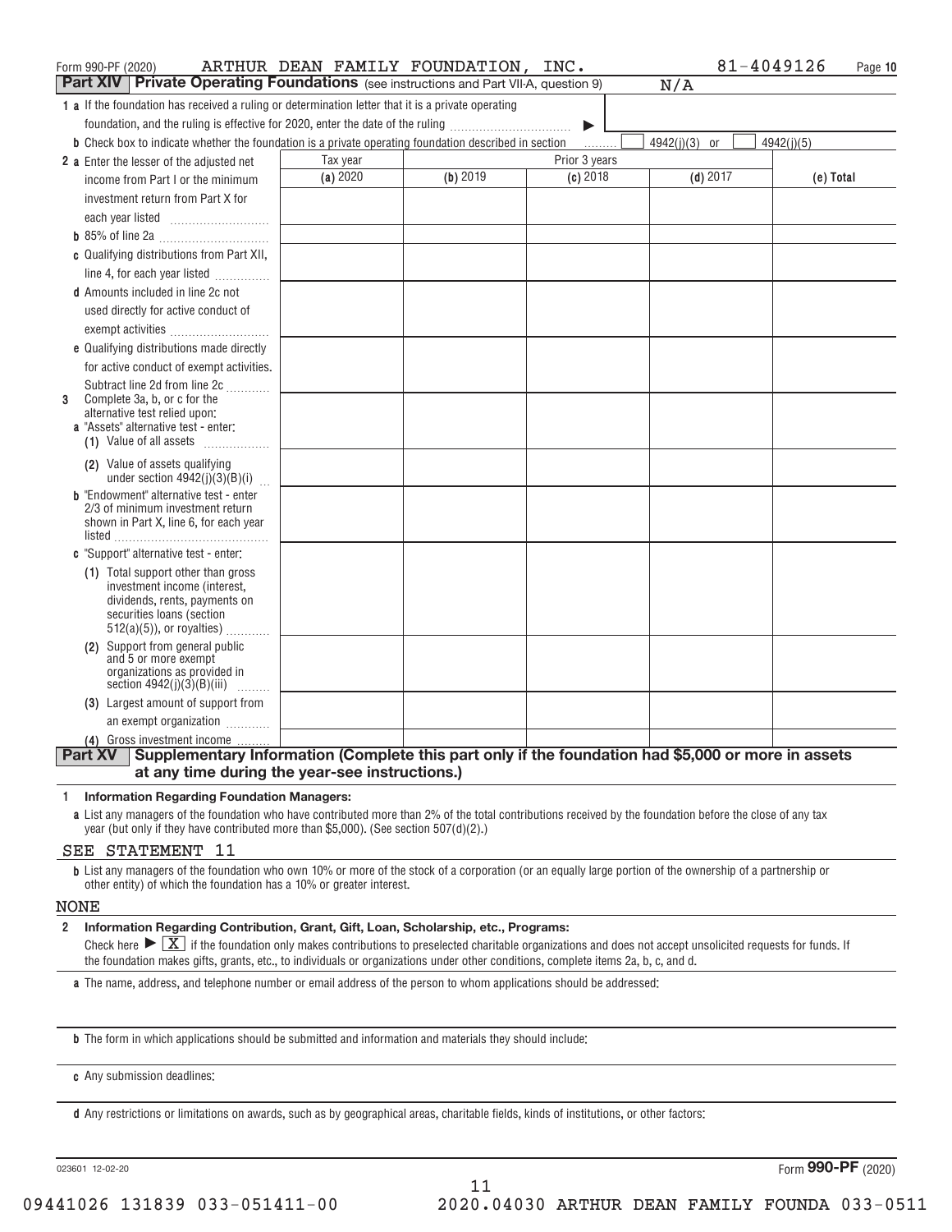Form 990-PF (2020) ARTHUR DEAN FAMILY FOUNDATION, INC. 81-4049126 Page **10**

## Part XIV Private Operating Foundations (see instructions and Part VII-A, question 9) N/A

**1 a** If the foundation has received a ruling or determination letter that it is a private operating foundation, and the ruling is effective for 2020, enter the date of the ruling ▶

**b** Check box to indicate whether the foundation is a private operating foundation described in section ☐ 4942(j)(3) or ☐ 4942(j)(5)

| | Tax year | Prior 3 years | | | |
|---|---|---|---|---|---|
| | (a) 2020 | (b) 2019 | (c) 2018 | (d) 2017 | (e) Total |
| **2 a** Enter the lesser of the adjusted net income from Part I or the minimum investment return from Part X for each year listed | | | | | |
| **b** 85% of line 2a | | | | | |
| **c** Qualifying distributions from Part XII, line 4, for each year listed | | | | | |
| **d** Amounts included in line 2c not used directly for active conduct of exempt activities | | | | | |
| **e** Qualifying distributions made directly for active conduct of exempt activities. Subtract line 2d from line 2c | | | | | |
| **3** Complete 3a, b, or c for the alternative test relied upon: **a** "Assets" alternative test - enter: **(1)** Value of all assets | | | | | |
| **(2)** Value of assets qualifying under section 4942(j)(3)(B)(i) | | | | | |
| **b** "Endowment" alternative test - enter 2/3 of minimum investment return shown in Part X, line 6, for each year listed | | | | | |
| **c** "Support" alternative test - enter: **(1)** Total support other than gross investment income (interest, dividends, rents, payments on securities loans (section 512(a)(5)), or royalties) | | | | | |
| **(2)** Support from general public and 5 or more exempt organizations as provided in section 4942(j)(3)(B)(iii) | | | | | |
| **(3)** Largest amount of support from an exempt organization | | | | | |
| **(4)** Gross investment income | | | | | |

## Part XV Supplementary Information (Complete this part only if the foundation had $5,000 or more in assets at any time during the year-see instructions.)

**1 Information Regarding Foundation Managers:**

**a** List any managers of the foundation who have contributed more than 2% of the total contributions received by the foundation before the close of any tax year (but only if they have contributed more than $5,000). (See section 507(d)(2).)

SEE STATEMENT 11

**b** List any managers of the foundation who own 10% or more of the stock of a corporation (or an equally large portion of the ownership of a partnership or other entity) of which the foundation has a 10% or greater interest.

NONE

**2 Information Regarding Contribution, Grant, Gift, Loan, Scholarship, etc., Programs:**

Check here ▶ [X] if the foundation only makes contributions to preselected charitable organizations and does not accept unsolicited requests for funds. If the foundation makes gifts, grants, etc., to individuals or organizations under other conditions, complete items 2a, b, c, and d.

**a** The name, address, and telephone number or email address of the person to whom applications should be addressed:

**b** The form in which applications should be submitted and information and materials they should include:

**c** Any submission deadlines:

**d** Any restrictions or limitations on awards, such as by geographical areas, charitable fields, kinds of institutions, or other factors:

023601 12-02-20 Form **990-PF** (2020)

09441026 131839 033-051411-00 2020.04030 ARTHUR DEAN FAMILY FOUNDA 033-0511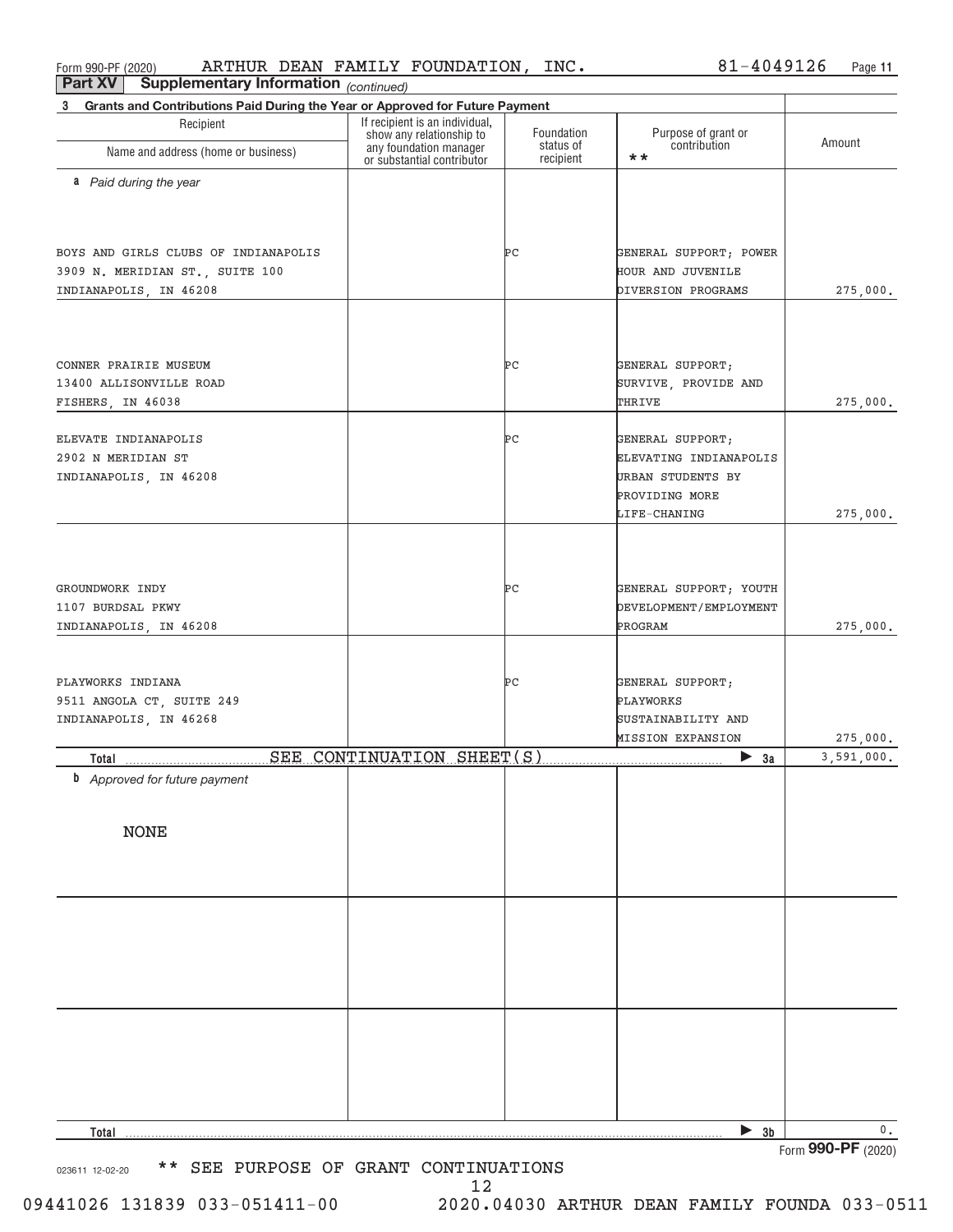Form 990-PF (2020) ARTHUR DEAN FAMILY FOUNDATION, INC. 81-4049126 Page 11

**Part XV Supplementary Information** *(continued)*

**3 Grants and Contributions Paid During the Year or Approved for Future Payment**

| Recipient<br>Name and address (home or business) | If recipient is an individual, show any relationship to any foundation manager or substantial contributor | Foundation status of recipient | Purpose of grant or contribution ** | Amount |
|---|---|---|---|---|
| ***a** Paid during the year* | | | | |
| BOYS AND GIRLS CLUBS OF INDIANAPOLIS<br>3909 N. MERIDIAN ST., SUITE 100<br>INDIANAPOLIS, IN 46208 | | PC | GENERAL SUPPORT; POWER HOUR AND JUVENILE DIVERSION PROGRAMS | 275,000. |
| CONNER PRAIRIE MUSEUM<br>13400 ALLISONVILLE ROAD<br>FISHERS, IN 46038 | | PC | GENERAL SUPPORT; SURVIVE, PROVIDE AND THRIVE | 275,000. |
| ELEVATE INDIANAPOLIS<br>2902 N MERIDIAN ST<br>INDIANAPOLIS, IN 46208 | | PC | GENERAL SUPPORT; ELEVATING INDIANAPOLIS URBAN STUDENTS BY PROVIDING MORE LIFE-CHANING | 275,000. |
| GROUNDWORK INDY<br>1107 BURDSAL PKWY<br>INDIANAPOLIS, IN 46208 | | PC | GENERAL SUPPORT; YOUTH DEVELOPMENT/EMPLOYMENT PROGRAM | 275,000. |
| PLAYWORKS INDIANA<br>9511 ANGOLA CT, SUITE 249<br>INDIANAPOLIS, IN 46268 | | PC | GENERAL SUPPORT; PLAYWORKS SUSTAINABILITY AND MISSION EXPANSION | 275,000. |
| **Total** SEE CONTINUATION SHEET(S) | | | ▶ **3a** | 3,591,000. |
| ***b** Approved for future payment* | | | | |
| NONE | | | | |
| **Total** | | | ▶ **3b** | 0. |

Form **990-PF** (2020)

023611 12-02-20 ** SEE PURPOSE OF GRANT CONTINUATIONS

09441026 131839 033-051411-00 2020.04030 ARTHUR DEAN FAMILY FOUNDA 033-0511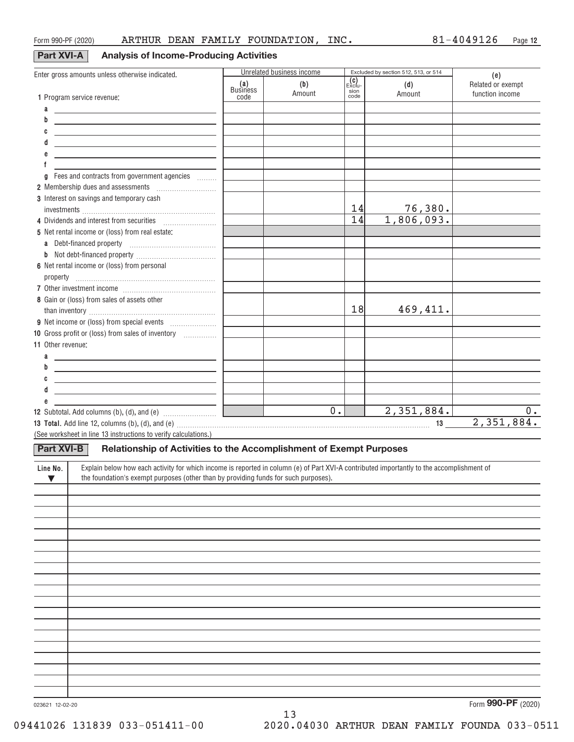Form 990-PF (2020) ARTHUR DEAN FAMILY FOUNDATION, INC. 81-4049126

## Part XVI-A Analysis of Income-Producing Activities

| Enter gross amounts unless otherwise indicated. | Unrelated business income | | Excluded by section 512, 513, or 514 | | (e) |
|---|---|---|---|---|---|
| | (a) Business code | (b) Amount | (c) Exclusion code | (d) Amount | Related or exempt function income |
| 1 Program service revenue: | | | | | |
| a | | | | | |
| b | | | | | |
| c | | | | | |
| d | | | | | |
| e | | | | | |
| f | | | | | |
| g Fees and contracts from government agencies | | | | | |
| 2 Membership dues and assessments | | | | | |
| 3 Interest on savings and temporary cash investments | | | 14 | 76,380. | |
| 4 Dividends and interest from securities | | | 14 | 1,806,093. | |
| 5 Net rental income or (loss) from real estate: | | | | | |
| a Debt-financed property | | | | | |
| b Not debt-financed property | | | | | |
| 6 Net rental income or (loss) from personal property | | | | | |
| 7 Other investment income | | | | | |
| 8 Gain or (loss) from sales of assets other than inventory | | | 18 | 469,411. | |
| 9 Net income or (loss) from special events | | | | | |
| 10 Gross profit or (loss) from sales of inventory | | | | | |
| 11 Other revenue: | | | | | |
| a | | | | | |
| b | | | | | |
| c | | | | | |
| d | | | | | |
| e | | | | | |
| 12 Subtotal. Add columns (b), (d), and (e) | | 0. | | 2,351,884. | 0. |

13 **Total.** Add line 12, columns (b), (d), and (e) ..... 13 2,351,884.

(See worksheet in line 13 instructions to verify calculations.)

## Part XVI-B Relationship of Activities to the Accomplishment of Exempt Purposes

| Line No. ▼ | Explain below how each activity for which income is reported in column (e) of Part XVI-A contributed importantly to the accomplishment of the foundation's exempt purposes (other than by providing funds for such purposes). |
|---|---|
| | |

023621 12-02-20

Form **990-PF** (2020)

09441026 131839 033-051411-00 2020.04030 ARTHUR DEAN FAMILY FOUNDA 033-0511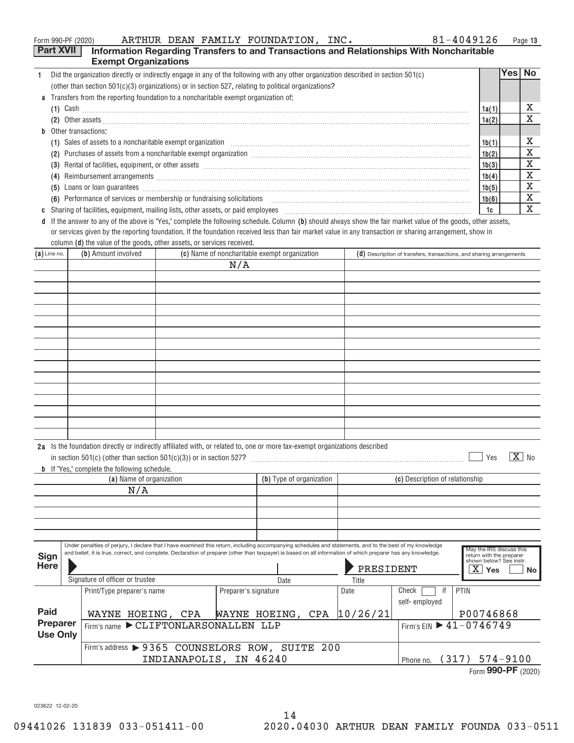Form 990-PF (2020) ARTHUR DEAN FAMILY FOUNDATION, INC. 81-4049126 Page 13

## Part XVII Information Regarding Transfers to and Transactions and Relationships With Noncharitable Exempt Organizations

| | | | Yes | No |
|---|---|---|---|---|
| **1** | Did the organization directly or indirectly engage in any of the following with any other organization described in section 501(c) (other than section 501(c)(3) organizations) or in section 527, relating to political organizations? | | | |
| **a** | Transfers from the reporting foundation to a noncharitable exempt organization of: | | | |
| | (1) Cash | 1a(1) | | X |
| | (2) Other assets | 1a(2) | | X |
| **b** | Other transactions: | | | |
| | (1) Sales of assets to a noncharitable exempt organization | 1b(1) | | X |
| | (2) Purchases of assets from a noncharitable exempt organization | 1b(2) | | X |
| | (3) Rental of facilities, equipment, or other assets | 1b(3) | | X |
| | (4) Reimbursement arrangements | 1b(4) | | X |
| | (5) Loans or loan guarantees | 1b(5) | | X |
| | (6) Performance of services or membership or fundraising solicitations | 1b(6) | | X |
| **c** | Sharing of facilities, equipment, mailing lists, other assets, or paid employees | 1c | | X |

**d** If the answer to any of the above is "Yes," complete the following schedule. Column **(b)** should always show the fair market value of the goods, other assets, or services given by the reporting foundation. If the foundation received less than fair market value in any transaction or sharing arrangement, show in column **(d)** the value of the goods, other assets, or services received.

| (a) Line no. | (b) Amount involved | (c) Name of noncharitable exempt organization | (d) Description of transfers, transactions, and sharing arrangements |
|---|---|---|---|
| | | N/A | |

**2a** Is the foundation directly or indirectly affiliated with, or related to, one or more tax-exempt organizations described in section 501(c) (other than section 501(c)(3)) or in section 527? ☐ Yes ☒ No

**b** If "Yes," complete the following schedule.

| (a) Name of organization | (b) Type of organization | (c) Description of relationship |
|---|---|---|
| N/A | | |

**Sign Here**

Under penalties of perjury, I declare that I have examined this return, including accompanying schedules and statements, and to the best of my knowledge and belief, it is true, correct, and complete. Declaration of preparer (other than taxpayer) is based on all information of which preparer has any knowledge.

| Signature of officer or trustee | Date | Title | May the IRS discuss this return with the preparer shown below? See instr. |
|---|---|---|---|
| | | PRESIDENT | ☒ Yes ☐ No |

**Paid Preparer Use Only**

| Print/Type preparer's name | Preparer's signature | Date | Check ☐ if self-employed | PTIN |
|---|---|---|---|---|
| WAYNE HOEING, CPA | WAYNE HOEING, CPA | 10/26/21 | | P00746868 |
| Firm's name ▶ CLIFTONLARSONALLEN LLP | | | Firm's EIN ▶ 41-0746749 | |
| Firm's address ▶ 9365 COUNSELORS ROW, SUITE 200 INDIANAPOLIS, IN 46240 | | | Phone no. (317) 574-9100 | |

Form **990-PF** (2020)

023622 12-02-20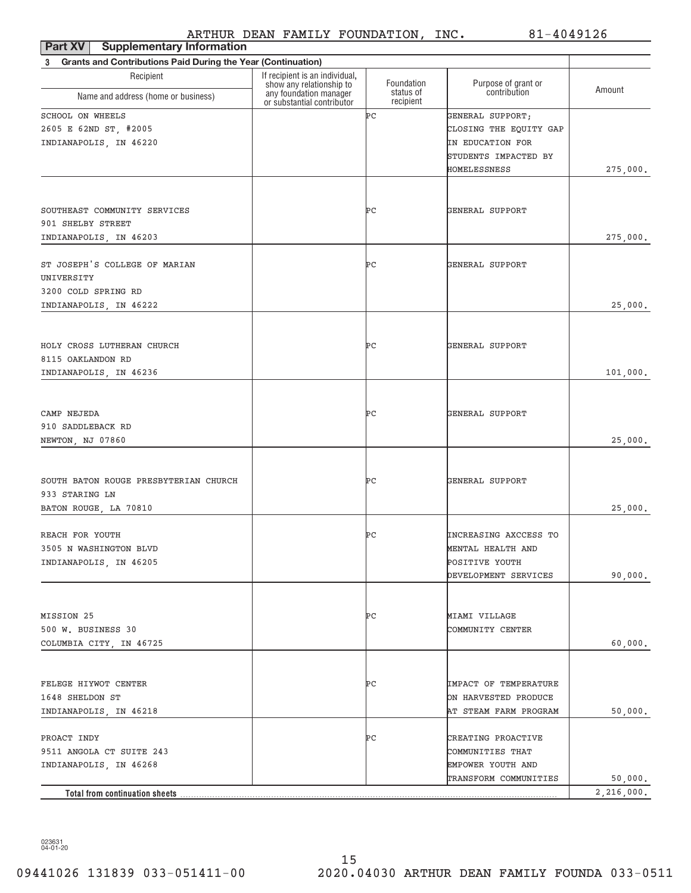ARTHUR DEAN FAMILY FOUNDATION, INC. 81-4049126

**Part XV Supplementary Information**

**3 Grants and Contributions Paid During the Year (Continuation)**

| Recipient<br>Name and address (home or business) | If recipient is an individual, show any relationship to any foundation manager or substantial contributor | Foundation status of recipient | Purpose of grant or contribution | Amount |
|---|---|---|---|---|
| SCHOOL ON WHEELS<br>2605 E 62ND ST, #2005<br>INDIANAPOLIS, IN 46220 | | PC | GENERAL SUPPORT; CLOSING THE EQUITY GAP IN EDUCATION FOR STUDENTS IMPACTED BY HOMELESSNESS | 275,000. |
| SOUTHEAST COMMUNITY SERVICES<br>901 SHELBY STREET<br>INDIANAPOLIS, IN 46203 | | PC | GENERAL SUPPORT | 275,000. |
| ST JOSEPH'S COLLEGE OF MARIAN UNIVERSITY<br>3200 COLD SPRING RD<br>INDIANAPOLIS, IN 46222 | | PC | GENERAL SUPPORT | 25,000. |
| HOLY CROSS LUTHERAN CHURCH<br>8115 OAKLANDON RD<br>INDIANAPOLIS, IN 46236 | | PC | GENERAL SUPPORT | 101,000. |
| CAMP NEJEDA<br>910 SADDLEBACK RD<br>NEWTON, NJ 07860 | | PC | GENERAL SUPPORT | 25,000. |
| SOUTH BATON ROUGE PRESBYTERIAN CHURCH<br>933 STARING LN<br>BATON ROUGE, LA 70810 | | PC | GENERAL SUPPORT | 25,000. |
| REACH FOR YOUTH<br>3505 N WASHINGTON BLVD<br>INDIANAPOLIS, IN 46205 | | PC | INCREASING AXCCESS TO MENTAL HEALTH AND POSITIVE YOUTH DEVELOPMENT SERVICES | 90,000. |
| MISSION 25<br>500 W. BUSINESS 30<br>COLUMBIA CITY, IN 46725 | | PC | MIAMI VILLAGE COMMUNITY CENTER | 60,000. |
| FELEGE HIYWOT CENTER<br>1648 SHELDON ST<br>INDIANAPOLIS, IN 46218 | | PC | IMPACT OF TEMPERATURE ON HARVESTED PRODUCE AT STEAM FARM PROGRAM | 50,000. |
| PROACT INDY<br>9511 ANGOLA CT SUITE 243<br>INDIANAPOLIS, IN 46268 | | PC | CREATING PROACTIVE COMMUNITIES THAT EMPOWER YOUTH AND TRANSFORM COMMUNITIES | 50,000. |
| **Total from continuation sheets** | | | | 2,216,000. |

023631 04-01-20

09441026 131839 033-051411-00 2020.04030 ARTHUR DEAN FAMILY FOUNDA 033-0511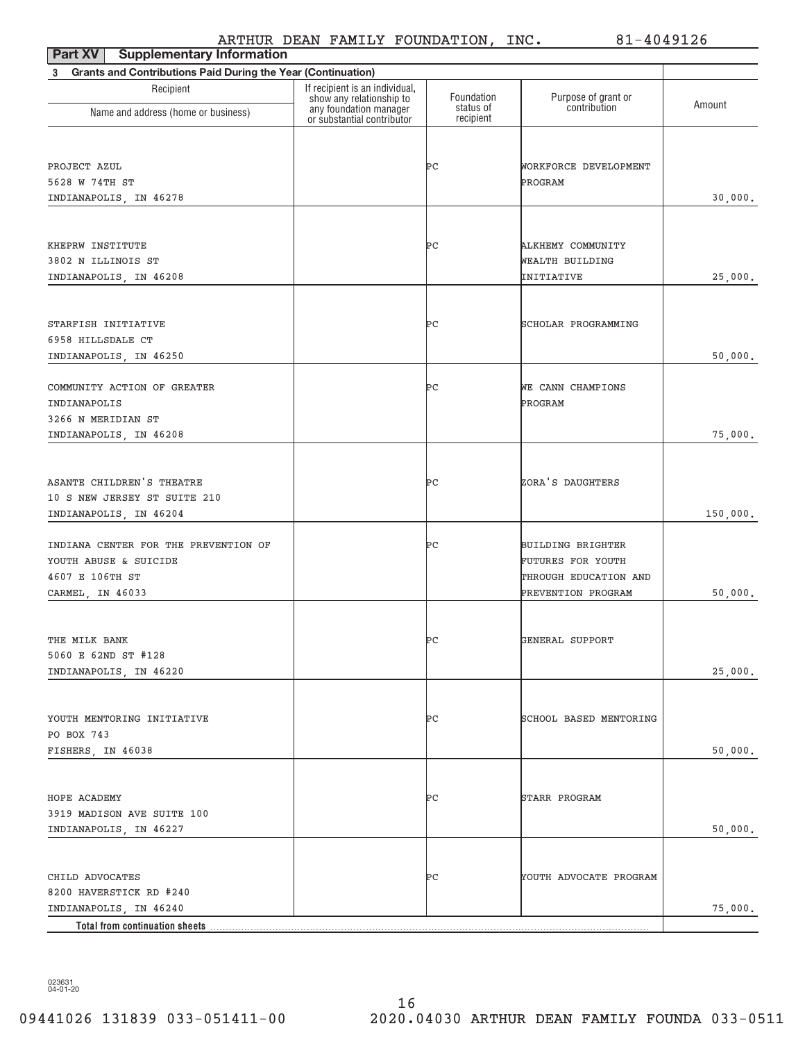ARTHUR DEAN FAMILY FOUNDATION, INC. 81-4049126

**Part XV Supplementary Information**

**3 Grants and Contributions Paid During the Year (Continuation)**

| Recipient Name and address (home or business) | If recipient is an individual, show any relationship to any foundation manager or substantial contributor | Foundation status of recipient | Purpose of grant or contribution | Amount |
|---|---|---|---|---|
| PROJECT AZUL<br>5628 W 74TH ST<br>INDIANAPOLIS, IN 46278 | | PC | WORKFORCE DEVELOPMENT PROGRAM | 30,000. |
| KHEPRW INSTITUTE<br>3802 N ILLINOIS ST<br>INDIANAPOLIS, IN 46208 | | PC | ALKHEMY COMMUNITY WEALTH BUILDING INITIATIVE | 25,000. |
| STARFISH INITIATIVE<br>6958 HILLSDALE CT<br>INDIANAPOLIS, IN 46250 | | PC | SCHOLAR PROGRAMMING | 50,000. |
| COMMUNITY ACTION OF GREATER INDIANAPOLIS<br>3266 N MERIDIAN ST<br>INDIANAPOLIS, IN 46208 | | PC | WE CANN CHAMPIONS PROGRAM | 75,000. |
| ASANTE CHILDREN'S THEATRE<br>10 S NEW JERSEY ST SUITE 210<br>INDIANAPOLIS, IN 46204 | | PC | ZORA'S DAUGHTERS | 150,000. |
| INDIANA CENTER FOR THE PREVENTION OF YOUTH ABUSE & SUICIDE<br>4607 E 106TH ST<br>CARMEL, IN 46033 | | PC | BUILDING BRIGHTER FUTURES FOR YOUTH THROUGH EDUCATION AND PREVENTION PROGRAM | 50,000. |
| THE MILK BANK<br>5060 E 62ND ST #128<br>INDIANAPOLIS, IN 46220 | | PC | GENERAL SUPPORT | 25,000. |
| YOUTH MENTORING INITIATIVE<br>PO BOX 743<br>FISHERS, IN 46038 | | PC | SCHOOL BASED MENTORING | 50,000. |
| HOPE ACADEMY<br>3919 MADISON AVE SUITE 100<br>INDIANAPOLIS, IN 46227 | | PC | STARR PROGRAM | 50,000. |
| CHILD ADVOCATES<br>8200 HAVERSTICK RD #240<br>INDIANAPOLIS, IN 46240 | | PC | YOUTH ADVOCATE PROGRAM | 75,000. |
| **Total from continuation sheets** | | | | |

023631 04-01-20

09441026 131839 033-051411-00 2020.04030 ARTHUR DEAN FAMILY FOUNDA 033-0511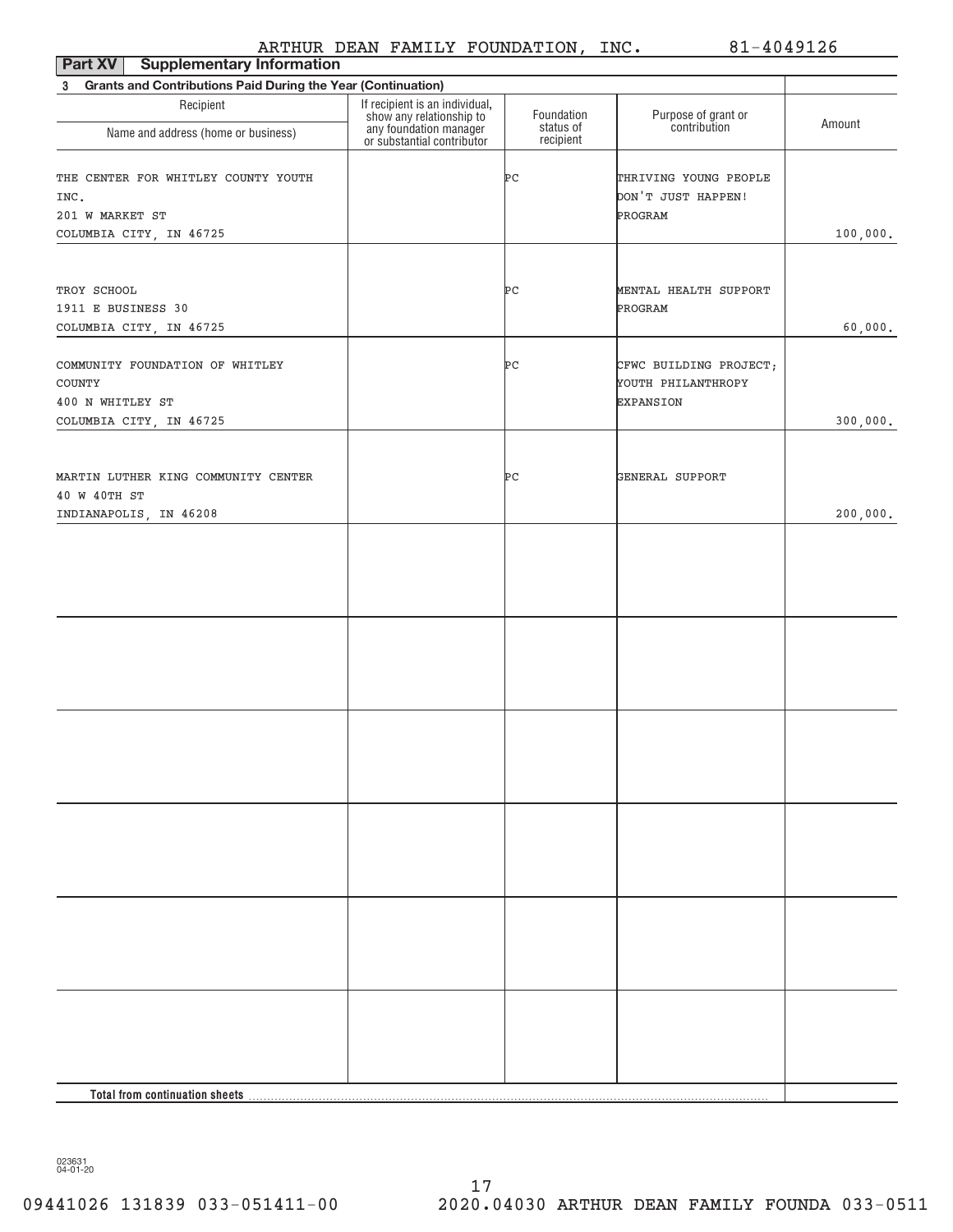ARTHUR DEAN FAMILY FOUNDATION, INC. 81-4049126

## Part XV Supplementary Information

### 3 Grants and Contributions Paid During the Year (Continuation)

| Recipient Name and address (home or business) | If recipient is an individual, show any relationship to any foundation manager or substantial contributor | Foundation status of recipient | Purpose of grant or contribution | Amount |
|---|---|---|---|---|
| THE CENTER FOR WHITLEY COUNTY YOUTH INC. 201 W MARKET ST COLUMBIA CITY, IN 46725 | | PC | THRIVING YOUNG PEOPLE DON'T JUST HAPPEN! PROGRAM | 100,000. |
| TROY SCHOOL 1911 E BUSINESS 30 COLUMBIA CITY, IN 46725 | | PC | MENTAL HEALTH SUPPORT PROGRAM | 60,000. |
| COMMUNITY FOUNDATION OF WHITLEY COUNTY 400 N WHITLEY ST COLUMBIA CITY, IN 46725 | | PC | CFWC BUILDING PROJECT; YOUTH PHILANTHROPY EXPANSION | 300,000. |
| MARTIN LUTHER KING COMMUNITY CENTER 40 W 40TH ST INDIANAPOLIS, IN 46208 | | PC | GENERAL SUPPORT | 200,000. |
| **Total from continuation sheets** | | | | |

023631 04-01-20

09441026 131839 033-051411-00 2020.04030 ARTHUR DEAN FAMILY FOUNDA 033-0511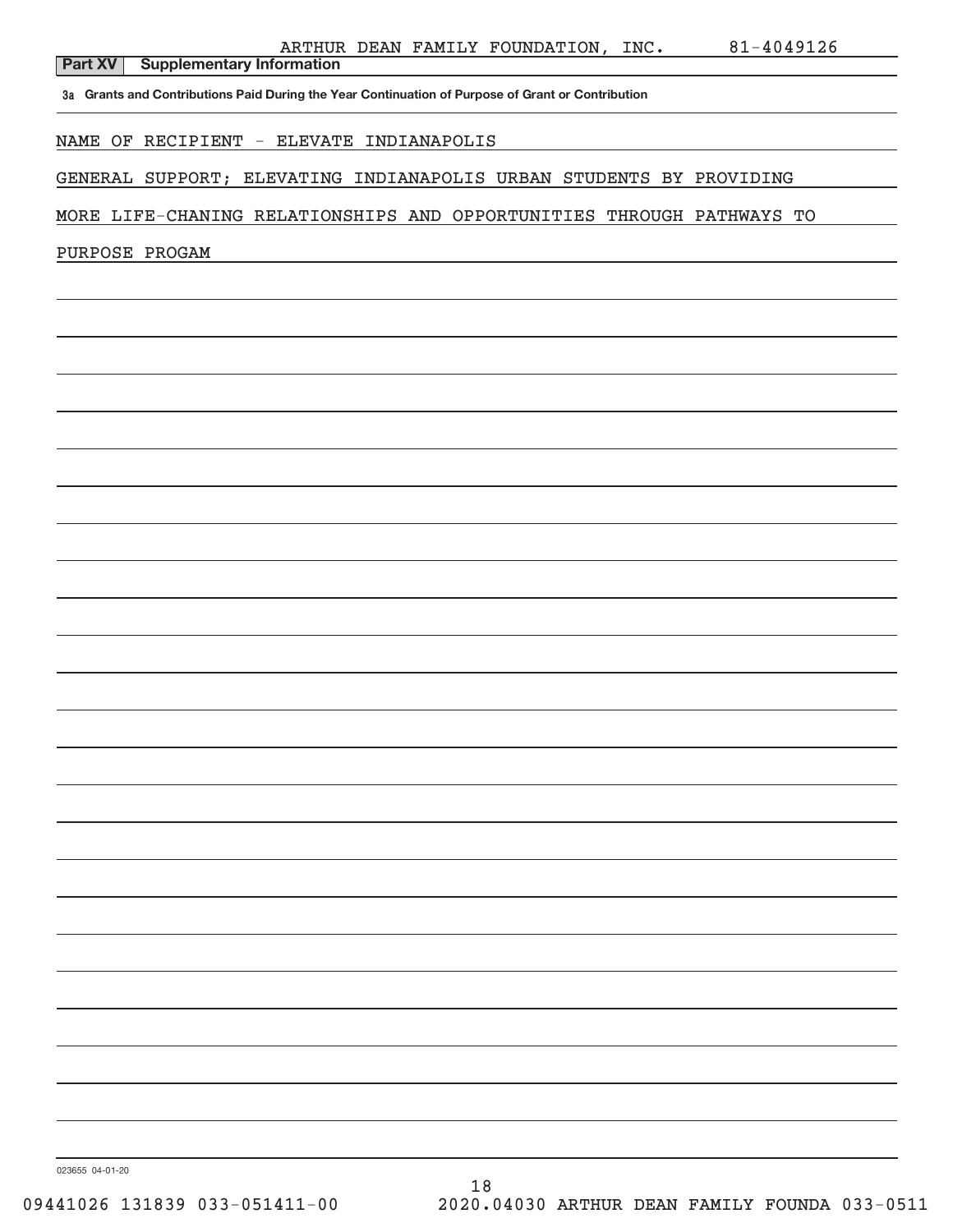ARTHUR DEAN FAMILY FOUNDATION, INC. 81-4049126

**Part XV Supplementary Information**

**3a Grants and Contributions Paid During the Year Continuation of Purpose of Grant or Contribution**

NAME OF RECIPIENT - ELEVATE INDIANAPOLIS

GENERAL SUPPORT; ELEVATING INDIANAPOLIS URBAN STUDENTS BY PROVIDING MORE LIFE-CHANING RELATIONSHIPS AND OPPORTUNITIES THROUGH PATHWAYS TO PURPOSE PROGAM

023655 04-01-20

09441026 131839 033-051411-00 2020.04030 ARTHUR DEAN FAMILY FOUNDA 033-0511